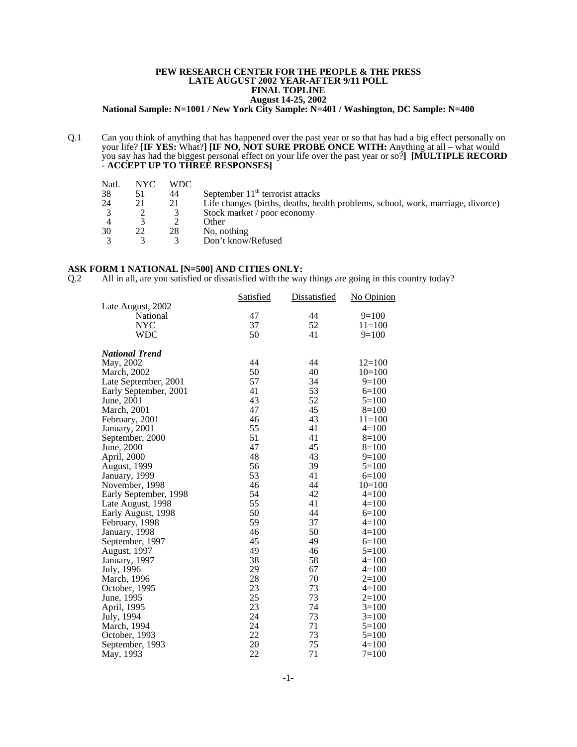**PEW RESEARCH CENTER FOR THE PEOPLE & THE PRESS**
**LATE AUGUST 2002 YEAR-AFTER 9/11 POLL**
**FINAL TOPLINE**
**August 14-25, 2002**
**National Sample: N=1001 / New York City Sample: N=401 / Washington, DC Sample: N=400**

Q.1 Can you think of anything that has happened over the past year or so that has had a big effect personally on your life? **[IF YES:** What?**] [IF NO, NOT SURE PROBE ONCE WITH:** Anything at all – what would you say has had the biggest personal effect on your life over the past year or so?**] [MULTIPLE RECORD - ACCEPT UP TO THREE RESPONSES]**

| Natl. | NYC | WDC | |
|---|---|---|---|
| 38 | 51 | 44 | September 11th terrorist attacks |
| 24 | 21 | 21 | Life changes (births, deaths, health problems, school, work, marriage, divorce) |
| 3 | 2 | 3 | Stock market / poor economy |
| 4 | 3 | 2 | Other |
| 30 | 22 | 28 | No, nothing |
| 3 | 3 | 3 | Don't know/Refused |

**ASK FORM 1 NATIONAL [N=500] AND CITIES ONLY:**

Q.2 All in all, are you satisfied or dissatisfied with the way things are going in this country today?

| | Satisfied | Dissatisfied | No Opinion |
|---|---|---|---|
| Late August, 2002 | | | |
| National | 47 | 44 | 9=100 |
| NYC | 37 | 52 | 11=100 |
| WDC | 50 | 41 | 9=100 |
| ***National Trend*** | | | |
| May, 2002 | 44 | 44 | 12=100 |
| March, 2002 | 50 | 40 | 10=100 |
| Late September, 2001 | 57 | 34 | 9=100 |
| Early September, 2001 | 41 | 53 | 6=100 |
| June, 2001 | 43 | 52 | 5=100 |
| March, 2001 | 47 | 45 | 8=100 |
| February, 2001 | 46 | 43 | 11=100 |
| January, 2001 | 55 | 41 | 4=100 |
| September, 2000 | 51 | 41 | 8=100 |
| June, 2000 | 47 | 45 | 8=100 |
| April, 2000 | 48 | 43 | 9=100 |
| August, 1999 | 56 | 39 | 5=100 |
| January, 1999 | 53 | 41 | 6=100 |
| November, 1998 | 46 | 44 | 10=100 |
| Early September, 1998 | 54 | 42 | 4=100 |
| Late August, 1998 | 55 | 41 | 4=100 |
| Early August, 1998 | 50 | 44 | 6=100 |
| February, 1998 | 59 | 37 | 4=100 |
| January, 1998 | 46 | 50 | 4=100 |
| September, 1997 | 45 | 49 | 6=100 |
| August, 1997 | 49 | 46 | 5=100 |
| January, 1997 | 38 | 58 | 4=100 |
| July, 1996 | 29 | 67 | 4=100 |
| March, 1996 | 28 | 70 | 2=100 |
| October, 1995 | 23 | 73 | 4=100 |
| June, 1995 | 25 | 73 | 2=100 |
| April, 1995 | 23 | 74 | 3=100 |
| July, 1994 | 24 | 73 | 3=100 |
| March, 1994 | 24 | 71 | 5=100 |
| October, 1993 | 22 | 73 | 5=100 |
| September, 1993 | 20 | 75 | 4=100 |
| May, 1993 | 22 | 71 | 7=100 |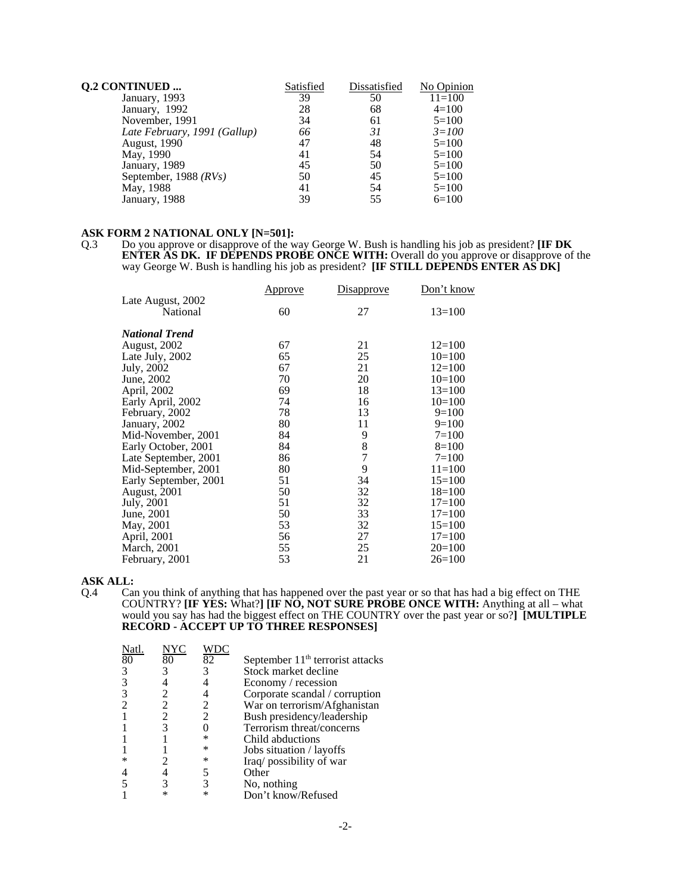| **Q.2 CONTINUED ...** | Satisfied | Dissatisfied | No Opinion |
|---|---|---|---|
| January, 1993 | 39 | 50 | 11=100 |
| January, 1992 | 28 | 68 | 4=100 |
| November, 1991 | 34 | 61 | 5=100 |
| *Late February, 1991 (Gallup)* | *66* | *31* | *3=100* |
| August, 1990 | 47 | 48 | 5=100 |
| May, 1990 | 41 | 54 | 5=100 |
| January, 1989 | 45 | 50 | 5=100 |
| September, 1988 *(RVs)* | 50 | 45 | 5=100 |
| May, 1988 | 41 | 54 | 5=100 |
| January, 1988 | 39 | 55 | 6=100 |

**ASK FORM 2 NATIONAL ONLY [N=501]:**

Q.3 Do you approve or disapprove of the way George W. Bush is handling his job as president? **[IF DK ENTER AS DK. IF DEPENDS PROBE ONCE WITH:** Overall do you approve or disapprove of the way George W. Bush is handling his job as president? **[IF STILL DEPENDS ENTER AS DK]**

| | Approve | Disapprove | Don't know |
|---|---|---|---|
| Late August, 2002 | | | |
| National | 60 | 27 | 13=100 |
| ***National Trend*** | | | |
| August, 2002 | 67 | 21 | 12=100 |
| Late July, 2002 | 65 | 25 | 10=100 |
| July, 2002 | 67 | 21 | 12=100 |
| June, 2002 | 70 | 20 | 10=100 |
| April, 2002 | 69 | 18 | 13=100 |
| Early April, 2002 | 74 | 16 | 10=100 |
| February, 2002 | 78 | 13 | 9=100 |
| January, 2002 | 80 | 11 | 9=100 |
| Mid-November, 2001 | 84 | 9 | 7=100 |
| Early October, 2001 | 84 | 8 | 8=100 |
| Late September, 2001 | 86 | 7 | 7=100 |
| Mid-September, 2001 | 80 | 9 | 11=100 |
| Early September, 2001 | 51 | 34 | 15=100 |
| August, 2001 | 50 | 32 | 18=100 |
| July, 2001 | 51 | 32 | 17=100 |
| June, 2001 | 50 | 33 | 17=100 |
| May, 2001 | 53 | 32 | 15=100 |
| April, 2001 | 56 | 27 | 17=100 |
| March, 2001 | 55 | 25 | 20=100 |
| February, 2001 | 53 | 21 | 26=100 |

**ASK ALL:**

Q.4 Can you think of anything that has happened over the past year or so that has had a big effect on THE COUNTRY? **[IF YES:** What?**] [IF NO, NOT SURE PROBE ONCE WITH:** Anything at all – what would you say has had the biggest effect on THE COUNTRY over the past year or so?**] [MULTIPLE RECORD - ACCEPT UP TO THREE RESPONSES]**

| Natl. | NYC | WDC | |
|---|---|---|---|
| 80 | 80 | 82 | September 11th terrorist attacks |
| 3 | 3 | 3 | Stock market decline |
| 3 | 4 | 4 | Economy / recession |
| 3 | 2 | 4 | Corporate scandal / corruption |
| 2 | 2 | 2 | War on terrorism/Afghanistan |
| 1 | 2 | 2 | Bush presidency/leadership |
| 1 | 3 | 0 | Terrorism threat/concerns |
| 1 | 1 | * | Child abductions |
| 1 | 1 | * | Jobs situation / layoffs |
| * | 2 | * | Iraq/ possibility of war |
| 4 | 4 | 5 | Other |
| 5 | 3 | 3 | No, nothing |
| 1 | * | * | Don't know/Refused |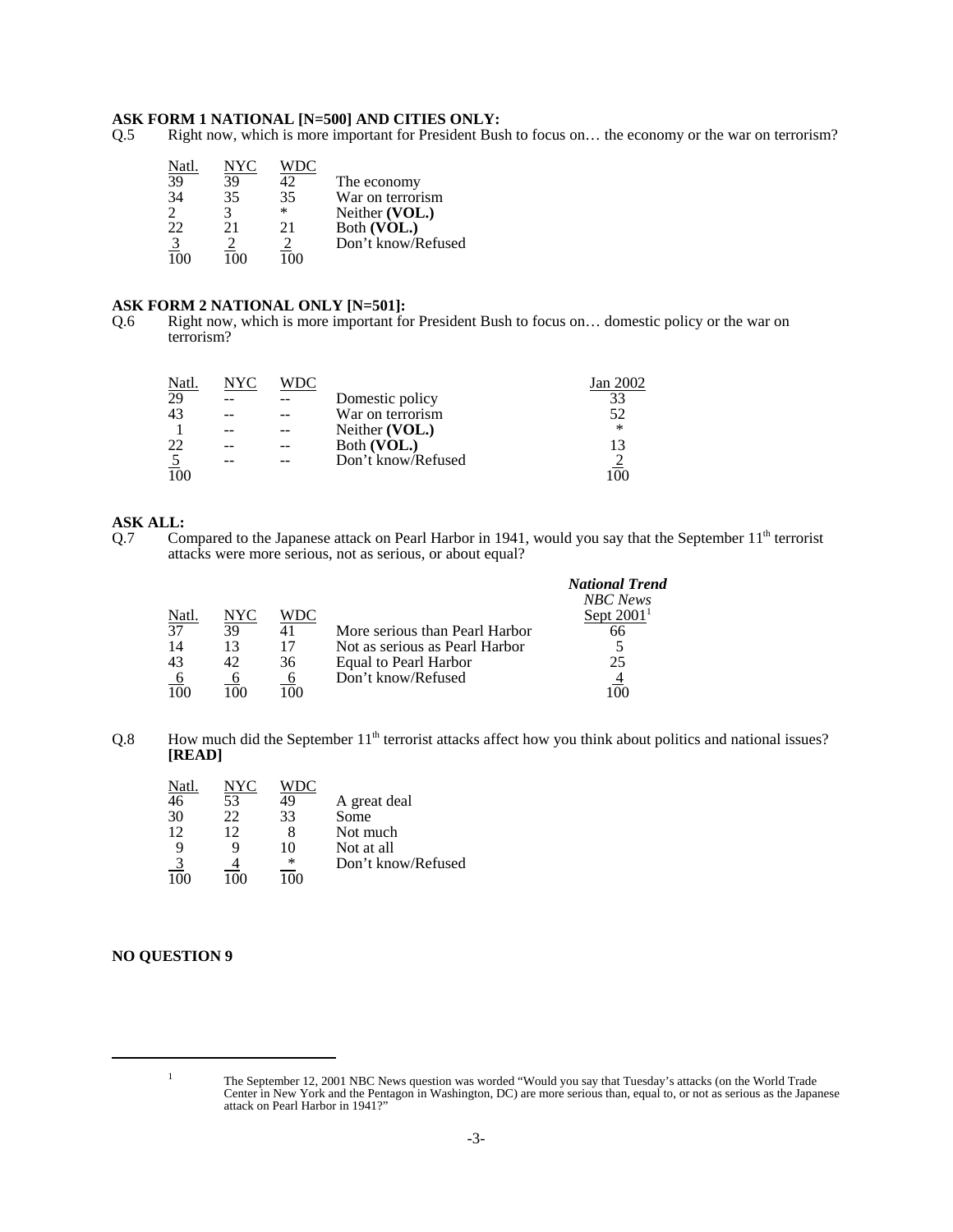**ASK FORM 1 NATIONAL [N=500] AND CITIES ONLY:**

Q.5 Right now, which is more important for President Bush to focus on… the economy or the war on terrorism?

| Natl. | NYC | WDC | |
|---|---|---|---|
| 39 | 39 | 42 | The economy |
| 34 | 35 | 35 | War on terrorism |
| 2 | 3 | * | Neither **(VOL.)** |
| 22 | 21 | 21 | Both **(VOL.)** |
| 3 | 2 | 2 | Don't know/Refused |
| 100 | 100 | 100 | |

**ASK FORM 2 NATIONAL ONLY [N=501]:**

Q.6 Right now, which is more important for President Bush to focus on… domestic policy or the war on terrorism?

| Natl. | NYC | WDC | | Jan 2002 |
|---|---|---|---|---|
| 29 | -- | -- | Domestic policy | 33 |
| 43 | -- | -- | War on terrorism | 52 |
| 1 | -- | -- | Neither **(VOL.)** | * |
| 22 | -- | -- | Both **(VOL.)** | 13 |
| 5 | -- | -- | Don't know/Refused | 2 |
| 100 | | | | 100 |

**ASK ALL:**

Q.7 Compared to the Japanese attack on Pearl Harbor in 1941, would you say that the September 11th terrorist attacks were more serious, not as serious, or about equal?

| | | | | ***National Trend*** |
|---|---|---|---|---|
| | | | | *NBC News* |
| Natl. | NYC | WDC | | Sept 2001[1] |
| 37 | 39 | 41 | More serious than Pearl Harbor | 66 |
| 14 | 13 | 17 | Not as serious as Pearl Harbor | 5 |
| 43 | 42 | 36 | Equal to Pearl Harbor | 25 |
| 6 | 6 | 6 | Don't know/Refused | 4 |
| 100 | 100 | 100 | | 100 |

Q.8 How much did the September 11th terrorist attacks affect how you think about politics and national issues? **[READ]**

| Natl. | NYC | WDC | |
|---|---|---|---|
| 46 | 53 | 49 | A great deal |
| 30 | 22 | 33 | Some |
| 12 | 12 | 8 | Not much |
| 9 | 9 | 10 | Not at all |
| 3 | 4 | * | Don't know/Refused |
| 100 | 100 | 100 | |

**NO QUESTION 9**

[1] The September 12, 2001 NBC News question was worded "Would you say that Tuesday's attacks (on the World Trade Center in New York and the Pentagon in Washington, DC) are more serious than, equal to, or not as serious as the Japanese attack on Pearl Harbor in 1941?"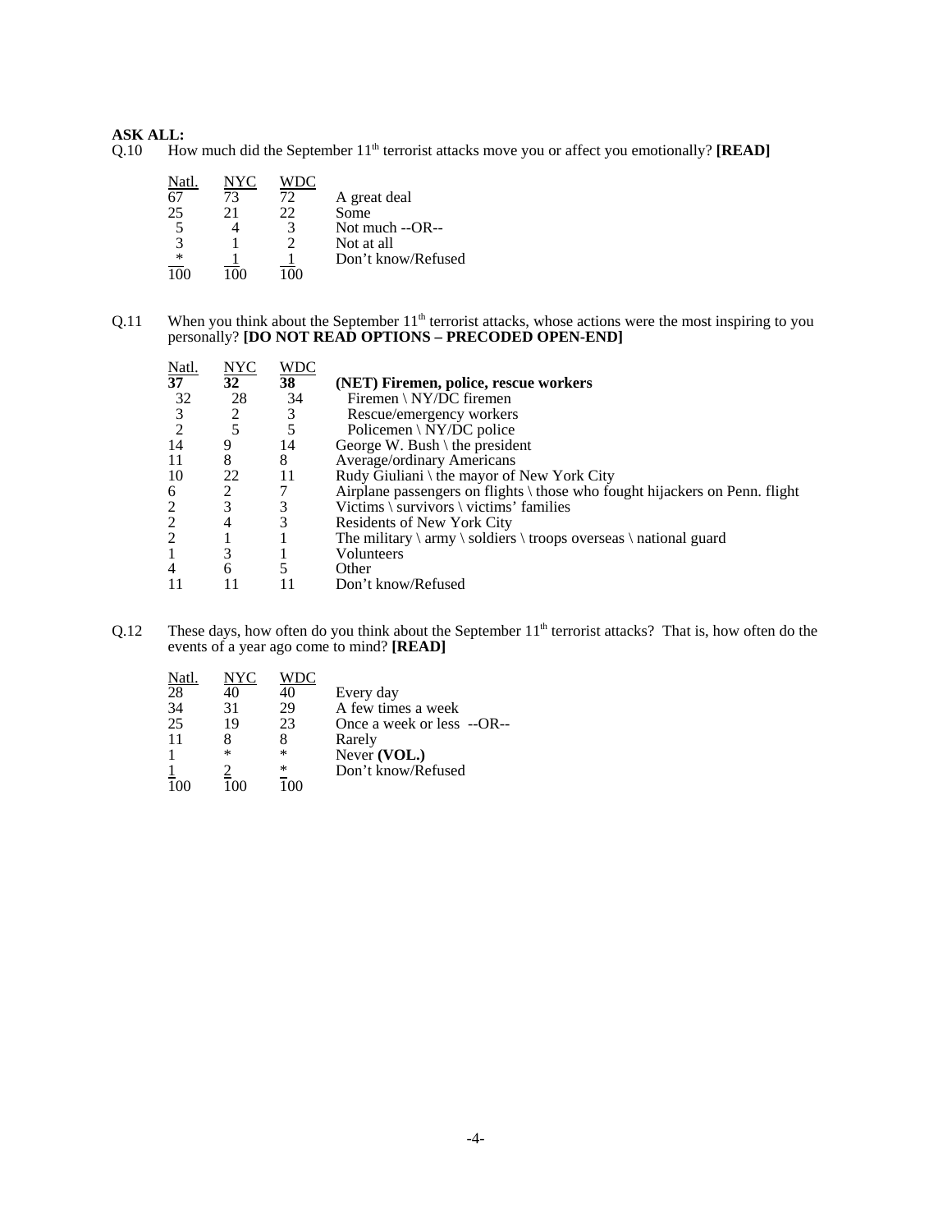**ASK ALL:**

Q.10 How much did the September 11[th] terrorist attacks move you or affect you emotionally? **[READ]**

| Natl. | NYC | WDC | |
|---|---|---|---|
| 67 | 73 | 72 | A great deal |
| 25 | 21 | 22 | Some |
| 5 | 4 | 3 | Not much --OR-- |
| 3 | 1 | 2 | Not at all |
| * | 1 | 1 | Don't know/Refused |
| 100 | 100 | 100 | |

Q.11 When you think about the September 11[th] terrorist attacks, whose actions were the most inspiring to you personally? **[DO NOT READ OPTIONS – PRECODED OPEN-END]**

| Natl. | NYC | WDC | |
|---|---|---|---|
| **37** | **32** | **38** | **(NET) Firemen, police, rescue workers** |
| 32 | 28 | 34 | Firemen \ NY/DC firemen |
| 3 | 2 | 3 | Rescue/emergency workers |
| 2 | 5 | 5 | Policemen \ NY/DC police |
| 14 | 9 | 14 | George W. Bush \ the president |
| 11 | 8 | 8 | Average/ordinary Americans |
| 10 | 22 | 11 | Rudy Giuliani \ the mayor of New York City |
| 6 | 2 | 7 | Airplane passengers on flights \ those who fought hijackers on Penn. flight |
| 2 | 3 | 3 | Victims \ survivors \ victims' families |
| 2 | 4 | 3 | Residents of New York City |
| 2 | 1 | 1 | The military \ army \ soldiers \ troops overseas \ national guard |
| 1 | 3 | 1 | Volunteers |
| 4 | 6 | 5 | Other |
| 11 | 11 | 11 | Don't know/Refused |

Q.12 These days, how often do you think about the September 11[th] terrorist attacks? That is, how often do the events of a year ago come to mind? **[READ]**

| Natl. | NYC | WDC | |
|---|---|---|---|
| 28 | 40 | 40 | Every day |
| 34 | 31 | 29 | A few times a week |
| 25 | 19 | 23 | Once a week or less --OR-- |
| 11 | 8 | 8 | Rarely |
| 1 | * | * | Never **(VOL.)** |
| 1 | 2 | * | Don't know/Refused |
| 100 | 100 | 100 | |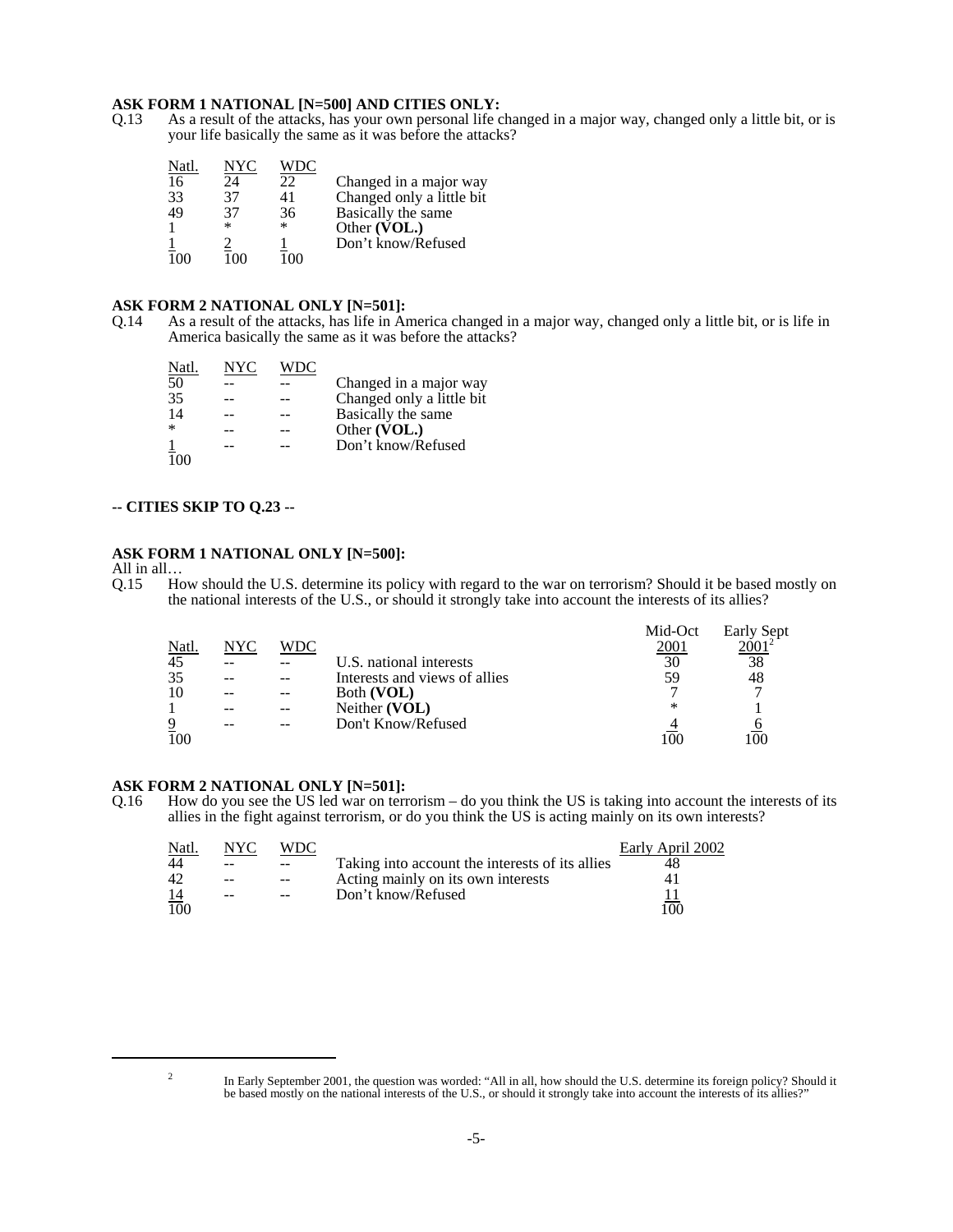**ASK FORM 1 NATIONAL [N=500] AND CITIES ONLY:**

Q.13 As a result of the attacks, has your own personal life changed in a major way, changed only a little bit, or is your life basically the same as it was before the attacks?

| Natl. | NYC | WDC | |
|---|---|---|---|
| 16 | 24 | 22 | Changed in a major way |
| 33 | 37 | 41 | Changed only a little bit |
| 49 | 37 | 36 | Basically the same |
| 1 | * | * | Other **(VOL.)** |
| 1 | 2 | 1 | Don't know/Refused |
| 100 | 100 | 100 | |

**ASK FORM 2 NATIONAL ONLY [N=501]:**

Q.14 As a result of the attacks, has life in America changed in a major way, changed only a little bit, or is life in America basically the same as it was before the attacks?

| Natl. | NYC | WDC | |
|---|---|---|---|
| 50 | -- | -- | Changed in a major way |
| 35 | -- | -- | Changed only a little bit |
| 14 | -- | -- | Basically the same |
| * | -- | -- | Other **(VOL.)** |
| 1 | -- | -- | Don't know/Refused |
| 100 | | | |

**-- CITIES SKIP TO Q.23 --**

**ASK FORM 1 NATIONAL ONLY [N=500]:**

All in all…

Q.15 How should the U.S. determine its policy with regard to the war on terrorism? Should it be based mostly on the national interests of the U.S., or should it strongly take into account the interests of its allies?

| Natl. | NYC | WDC | | Mid-Oct 2001 | Early Sept 2001[2] |
|---|---|---|---|---|---|
| 45 | -- | -- | U.S. national interests | 30 | 38 |
| 35 | -- | -- | Interests and views of allies | 59 | 48 |
| 10 | -- | -- | Both **(VOL)** | 7 | 7 |
| 1 | -- | -- | Neither **(VOL)** | * | 1 |
| 9 | -- | -- | Don't Know/Refused | 4 | 6 |
| 100 | | | | 100 | 100 |

**ASK FORM 2 NATIONAL ONLY [N=501]:**

Q.16 How do you see the US led war on terrorism – do you think the US is taking into account the interests of its allies in the fight against terrorism, or do you think the US is acting mainly on its own interests?

| Natl. | NYC | WDC | | Early April 2002 |
|---|---|---|---|---|
| 44 | -- | -- | Taking into account the interests of its allies | 48 |
| 42 | -- | -- | Acting mainly on its own interests | 41 |
| 14 | -- | -- | Don't know/Refused | 11 |
| 100 | | | | 100 |

[2] In Early September 2001, the question was worded: "All in all, how should the U.S. determine its foreign policy? Should it be based mostly on the national interests of the U.S., or should it strongly take into account the interests of its allies?"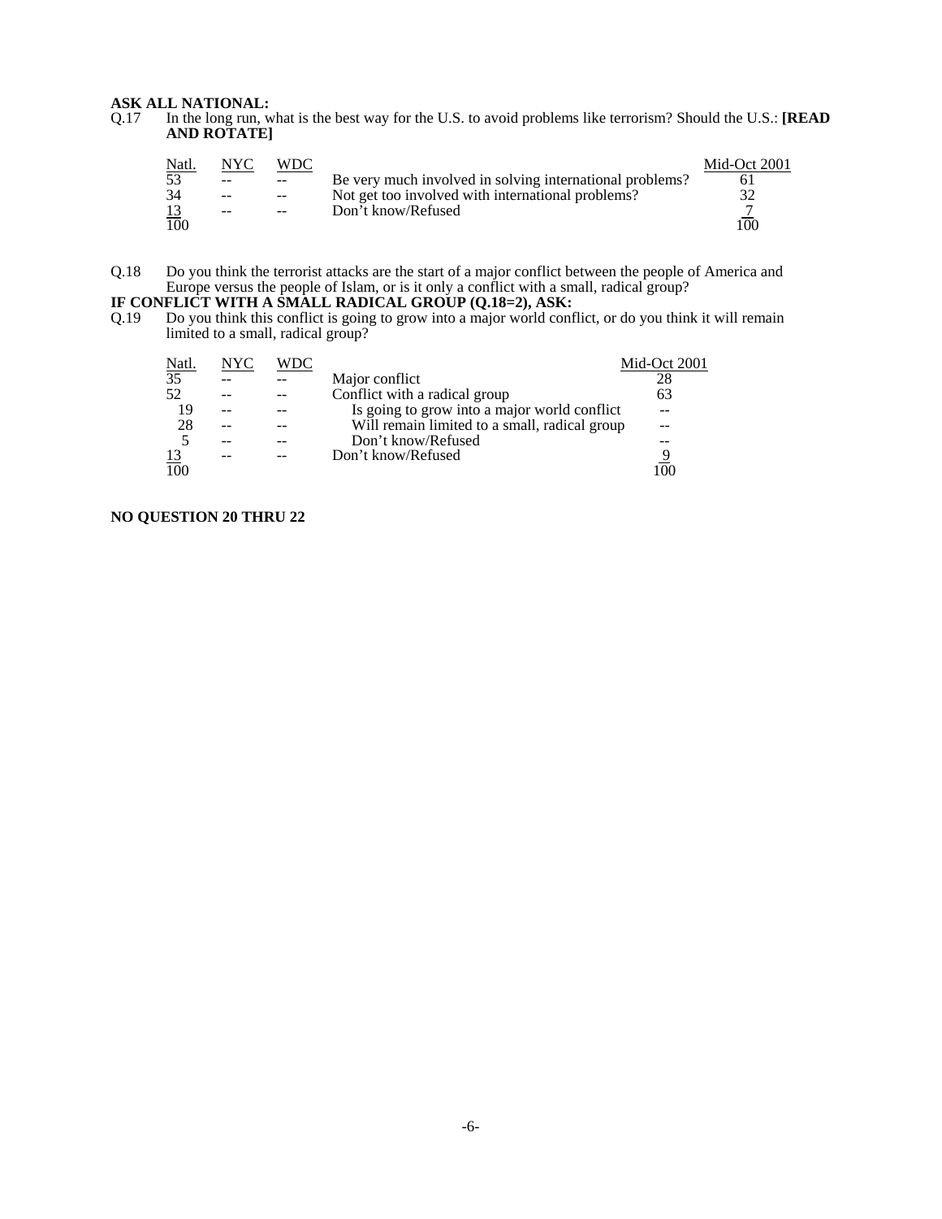**ASK ALL NATIONAL:**

Q.17 In the long run, what is the best way for the U.S. to avoid problems like terrorism? Should the U.S.: **[READ AND ROTATE]**

| Natl. | NYC | WDC | | Mid-Oct 2001 |
|---|---|---|---|---|
| 53 | -- | -- | Be very much involved in solving international problems? | 61 |
| 34 | -- | -- | Not get too involved with international problems? | 32 |
| 13 | -- | -- | Don't know/Refused | 7 |
| 100 | | | | 100 |

Q.18 Do you think the terrorist attacks are the start of a major conflict between the people of America and Europe versus the people of Islam, or is it only a conflict with a small, radical group?

**IF CONFLICT WITH A SMALL RADICAL GROUP (Q.18=2), ASK:**

Q.19 Do you think this conflict is going to grow into a major world conflict, or do you think it will remain limited to a small, radical group?

| Natl. | NYC | WDC | | Mid-Oct 2001 |
|---|---|---|---|---|
| 35 | -- | -- | Major conflict | 28 |
| 52 | -- | -- | Conflict with a radical group | 63 |
| 19 | -- | -- | Is going to grow into a major world conflict | -- |
| 28 | -- | -- | Will remain limited to a small, radical group | -- |
| 5 | -- | -- | Don't know/Refused | -- |
| 13 | -- | -- | Don't know/Refused | 9 |
| 100 | | | | 100 |

**NO QUESTION 20 THRU 22**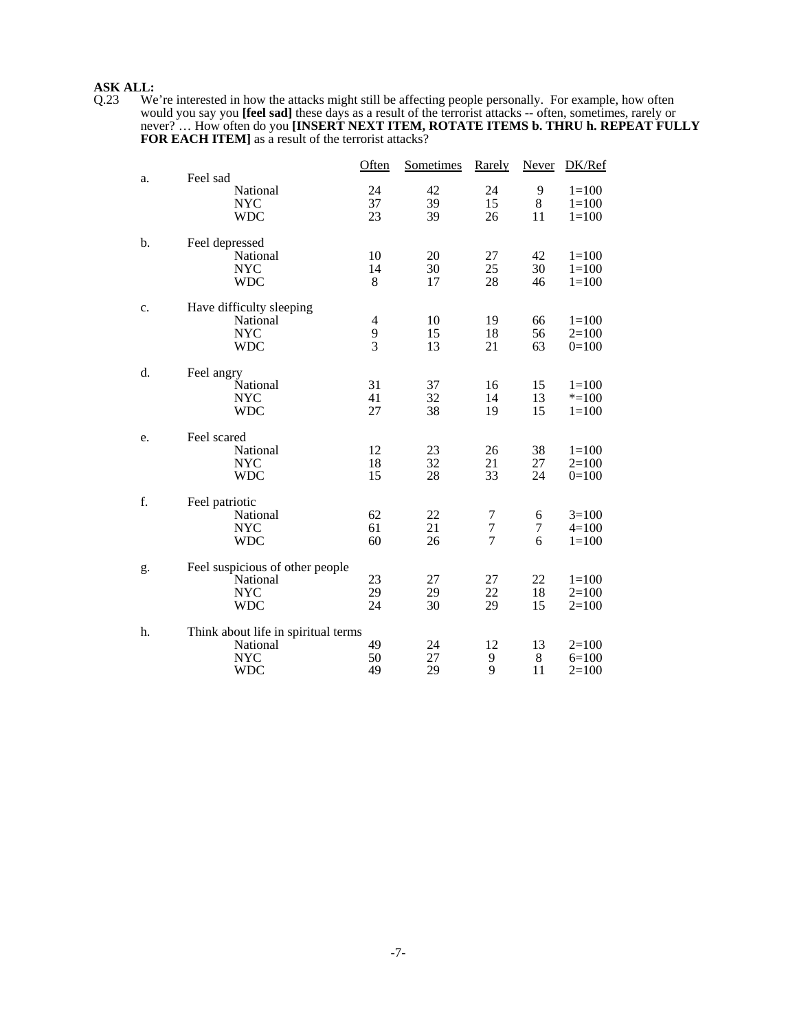**ASK ALL:**

Q.23 We're interested in how the attacks might still be affecting people personally. For example, how often would you say you **[feel sad]** these days as a result of the terrorist attacks -- often, sometimes, rarely or never? … How often do you **[INSERT NEXT ITEM, ROTATE ITEMS b. THRU h. REPEAT FULLY FOR EACH ITEM]** as a result of the terrorist attacks?

| | | Often | Sometimes | Rarely | Never | DK/Ref |
|---|---|---|---|---|---|---|
| a. | Feel sad | | | | | |
| | National | 24 | 42 | 24 | 9 | 1=100 |
| | NYC | 37 | 39 | 15 | 8 | 1=100 |
| | WDC | 23 | 39 | 26 | 11 | 1=100 |
| b. | Feel depressed | | | | | |
| | National | 10 | 20 | 27 | 42 | 1=100 |
| | NYC | 14 | 30 | 25 | 30 | 1=100 |
| | WDC | 8 | 17 | 28 | 46 | 1=100 |
| c. | Have difficulty sleeping | | | | | |
| | National | 4 | 10 | 19 | 66 | 1=100 |
| | NYC | 9 | 15 | 18 | 56 | 2=100 |
| | WDC | 3 | 13 | 21 | 63 | 0=100 |
| d. | Feel angry | | | | | |
| | National | 31 | 37 | 16 | 15 | 1=100 |
| | NYC | 41 | 32 | 14 | 13 | *=100 |
| | WDC | 27 | 38 | 19 | 15 | 1=100 |
| e. | Feel scared | | | | | |
| | National | 12 | 23 | 26 | 38 | 1=100 |
| | NYC | 18 | 32 | 21 | 27 | 2=100 |
| | WDC | 15 | 28 | 33 | 24 | 0=100 |
| f. | Feel patriotic | | | | | |
| | National | 62 | 22 | 7 | 6 | 3=100 |
| | NYC | 61 | 21 | 7 | 7 | 4=100 |
| | WDC | 60 | 26 | 7 | 6 | 1=100 |
| g. | Feel suspicious of other people | | | | | |
| | National | 23 | 27 | 27 | 22 | 1=100 |
| | NYC | 29 | 29 | 22 | 18 | 2=100 |
| | WDC | 24 | 30 | 29 | 15 | 2=100 |
| h. | Think about life in spiritual terms | | | | | |
| | National | 49 | 24 | 12 | 13 | 2=100 |
| | NYC | 50 | 27 | 9 | 8 | 6=100 |
| | WDC | 49 | 29 | 9 | 11 | 2=100 |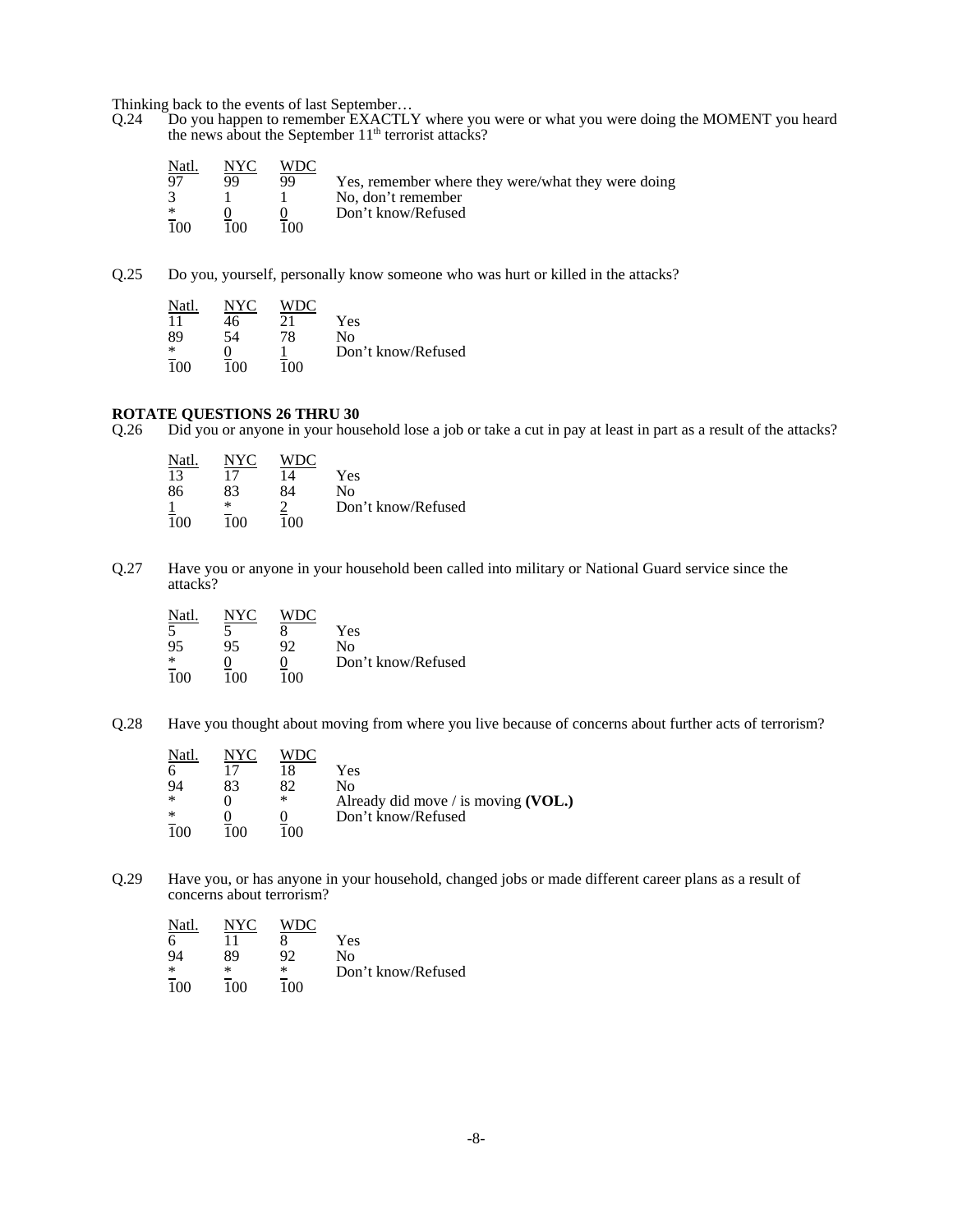Thinking back to the events of last September…

Q.24 Do you happen to remember EXACTLY where you were or what you were doing the MOMENT you heard the news about the September 11th terrorist attacks?

| Natl. | NYC | WDC | |
|---|---|---|---|
| 97 | 99 | 99 | Yes, remember where they were/what they were doing |
| 3 | 1 | 1 | No, don't remember |
| * | 0 | 0 | Don't know/Refused |
| 100 | 100 | 100 | |

Q.25 Do you, yourself, personally know someone who was hurt or killed in the attacks?

| Natl. | NYC | WDC | |
|---|---|---|---|
| 11 | 46 | 21 | Yes |
| 89 | 54 | 78 | No |
| * | 0 | 1 | Don't know/Refused |
| 100 | 100 | 100 | |

**ROTATE QUESTIONS 26 THRU 30**

Q.26 Did you or anyone in your household lose a job or take a cut in pay at least in part as a result of the attacks?

| Natl. | NYC | WDC | |
|---|---|---|---|
| 13 | 17 | 14 | Yes |
| 86 | 83 | 84 | No |
| 1 | * | 2 | Don't know/Refused |
| 100 | 100 | 100 | |

Q.27 Have you or anyone in your household been called into military or National Guard service since the attacks?

| Natl. | NYC | WDC | |
|---|---|---|---|
| 5 | 5 | 8 | Yes |
| 95 | 95 | 92 | No |
| * | 0 | 0 | Don't know/Refused |
| 100 | 100 | 100 | |

Q.28 Have you thought about moving from where you live because of concerns about further acts of terrorism?

| Natl. | NYC | WDC | |
|---|---|---|---|
| 6 | 17 | 18 | Yes |
| 94 | 83 | 82 | No |
| * | 0 | * | Already did move / is moving **(VOL.)** |
| * | 0 | 0 | Don't know/Refused |
| 100 | 100 | 100 | |

Q.29 Have you, or has anyone in your household, changed jobs or made different career plans as a result of concerns about terrorism?

| Natl. | NYC | WDC | |
|---|---|---|---|
| 6 | 11 | 8 | Yes |
| 94 | 89 | 92 | No |
| * | * | * | Don't know/Refused |
| 100 | 100 | 100 | |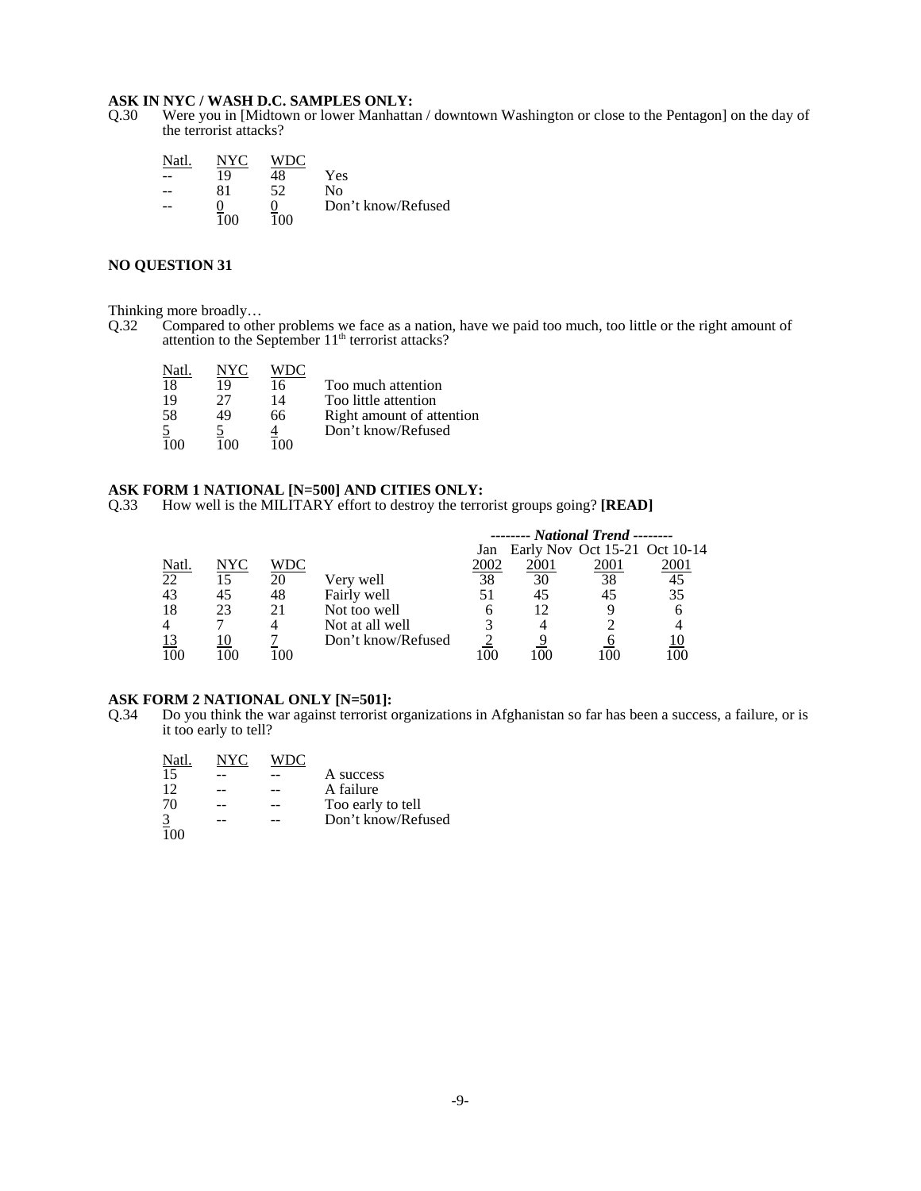**ASK IN NYC / WASH D.C. SAMPLES ONLY:**

Q.30 Were you in [Midtown or lower Manhattan / downtown Washington or close to the Pentagon] on the day of the terrorist attacks?

| Natl. | NYC | WDC | |
|---|---|---|---|
| -- | 19 | 48 | Yes |
| -- | 81 | 52 | No |
| -- | 0 | 0 | Don't know/Refused |
| | 100 | 100 | |

**NO QUESTION 31**

Thinking more broadly…

Q.32 Compared to other problems we face as a nation, have we paid too much, too little or the right amount of attention to the September 11th terrorist attacks?

| Natl. | NYC | WDC | |
|---|---|---|---|
| 18 | 19 | 16 | Too much attention |
| 19 | 27 | 14 | Too little attention |
| 58 | 49 | 66 | Right amount of attention |
| 5 | 5 | 4 | Don't know/Refused |
| 100 | 100 | 100 | |

**ASK FORM 1 NATIONAL [N=500] AND CITIES ONLY:**

Q.33 How well is the MILITARY effort to destroy the terrorist groups going? **[READ]**

| | | | | *National Trend* | | | |
|---|---|---|---|---|---|---|---|
| Natl. | NYC | WDC | | Jan 2002 | Early Nov 2001 | Oct 15-21 2001 | Oct 10-14 2001 |
| 22 | 15 | 20 | Very well | 38 | 30 | 38 | 45 |
| 43 | 45 | 48 | Fairly well | 51 | 45 | 45 | 35 |
| 18 | 23 | 21 | Not too well | 6 | 12 | 9 | 6 |
| 4 | 7 | 4 | Not at all well | 3 | 4 | 2 | 4 |
| 13 | 10 | 7 | Don't know/Refused | 2 | 9 | 6 | 10 |
| 100 | 100 | 100 | | 100 | 100 | 100 | 100 |

**ASK FORM 2 NATIONAL ONLY [N=501]:**

Q.34 Do you think the war against terrorist organizations in Afghanistan so far has been a success, a failure, or is it too early to tell?

| Natl. | NYC | WDC | |
|---|---|---|---|
| 15 | -- | -- | A success |
| 12 | -- | -- | A failure |
| 70 | -- | -- | Too early to tell |
| 3 | -- | -- | Don't know/Refused |
| 100 | | | |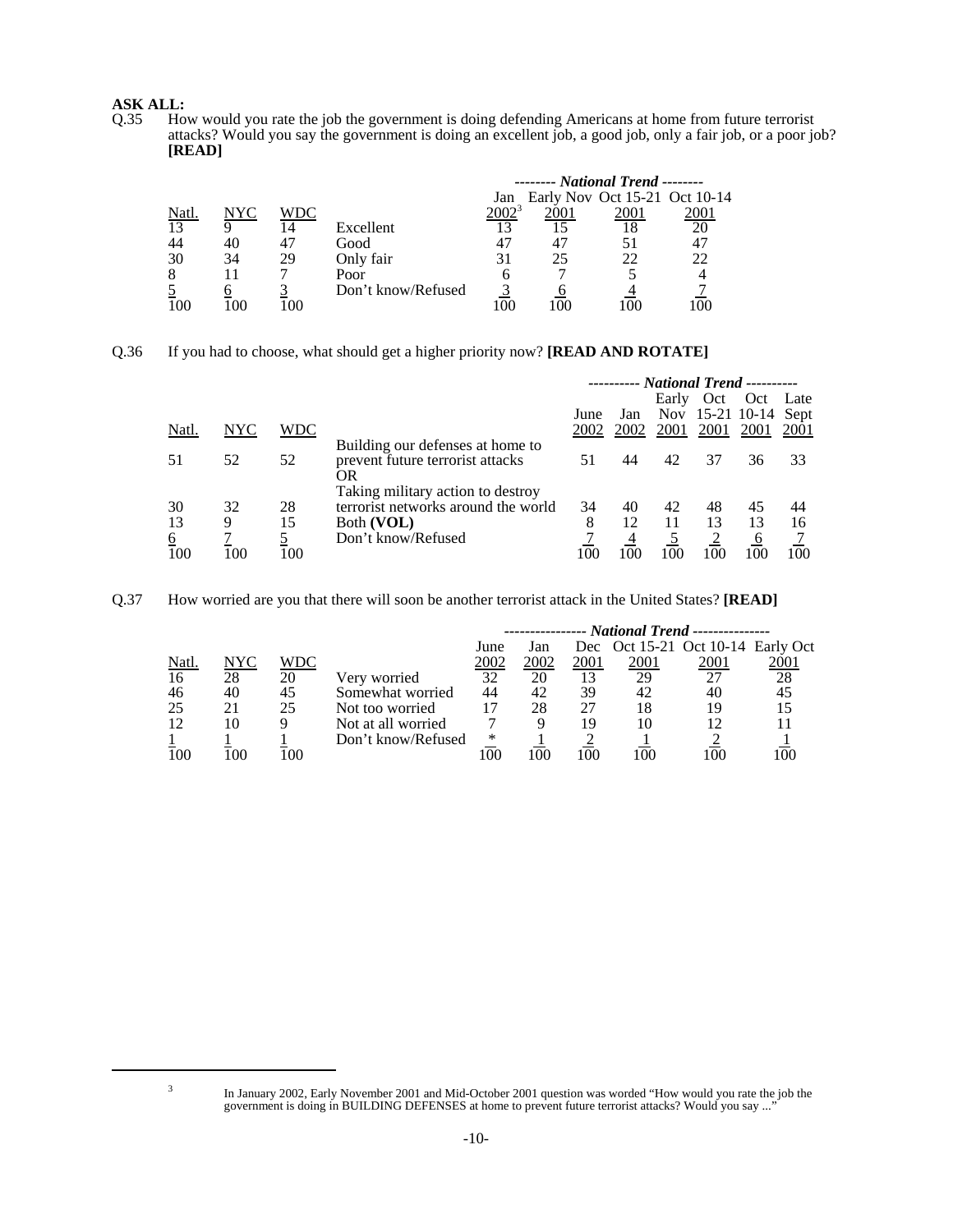**ASK ALL:**

Q.35 How would you rate the job the government is doing defending Americans at home from future terrorist attacks? Would you say the government is doing an excellent job, a good job, only a fair job, or a poor job? **[READ]**

| | | | | *National Trend* | | | |
|---|---|---|---|---|---|---|---|
| Natl. | NYC | WDC | | Jan 2002[3] | Early Nov 2001 | Oct 15-21 2001 | Oct 10-14 2001 |
| 13 | 9 | 14 | Excellent | 13 | 15 | 18 | 20 |
| 44 | 40 | 47 | Good | 47 | 47 | 51 | 47 |
| 30 | 34 | 29 | Only fair | 31 | 25 | 22 | 22 |
| 8 | 11 | 7 | Poor | 6 | 7 | 5 | 4 |
| 5 | 6 | 3 | Don't know/Refused | 3 | 6 | 4 | 7 |
| 100 | 100 | 100 | | 100 | 100 | 100 | 100 |

Q.36 If you had to choose, what should get a higher priority now? **[READ AND ROTATE]**

| | | | | *National Trend* | | | | | |
|---|---|---|---|---|---|---|---|---|---|
| Natl. | NYC | WDC | | June 2002 | Jan 2002 | Early Nov 2001 | Oct 15-21 2001 | Oct 10-14 2001 | Late Sept 2001 |
| 51 | 52 | 52 | Building our defenses at home to prevent future terrorist attacks OR | 51 | 44 | 42 | 37 | 36 | 33 |
| 30 | 32 | 28 | Taking military action to destroy terrorist networks around the world | 34 | 40 | 42 | 48 | 45 | 44 |
| 13 | 9 | 15 | Both **(VOL)** | 8 | 12 | 11 | 13 | 13 | 16 |
| 6 | 7 | 5 | Don't know/Refused | 7 | 4 | 5 | 2 | 6 | 7 |
| 100 | 100 | 100 | | 100 | 100 | 100 | 100 | 100 | 100 |

Q.37 How worried are you that there will soon be another terrorist attack in the United States? **[READ]**

| | | | | *National Trend* | | | | | |
|---|---|---|---|---|---|---|---|---|---|
| Natl. | NYC | WDC | | June 2002 | Jan 2002 | Dec 2001 | Oct 15-21 2001 | Oct 10-14 2001 | Early Oct 2001 |
| 16 | 28 | 20 | Very worried | 32 | 20 | 13 | 29 | 27 | 28 |
| 46 | 40 | 45 | Somewhat worried | 44 | 42 | 39 | 42 | 40 | 45 |
| 25 | 21 | 25 | Not too worried | 17 | 28 | 27 | 18 | 19 | 15 |
| 12 | 10 | 9 | Not at all worried | 7 | 9 | 19 | 10 | 12 | 11 |
| 1 | 1 | 1 | Don't know/Refused | * | 1 | 2 | 1 | 2 | 1 |
| 100 | 100 | 100 | | 100 | 100 | 100 | 100 | 100 | 100 |

---

[3] In January 2002, Early November 2001 and Mid-October 2001 question was worded "How would you rate the job the government is doing in BUILDING DEFENSES at home to prevent future terrorist attacks? Would you say ..."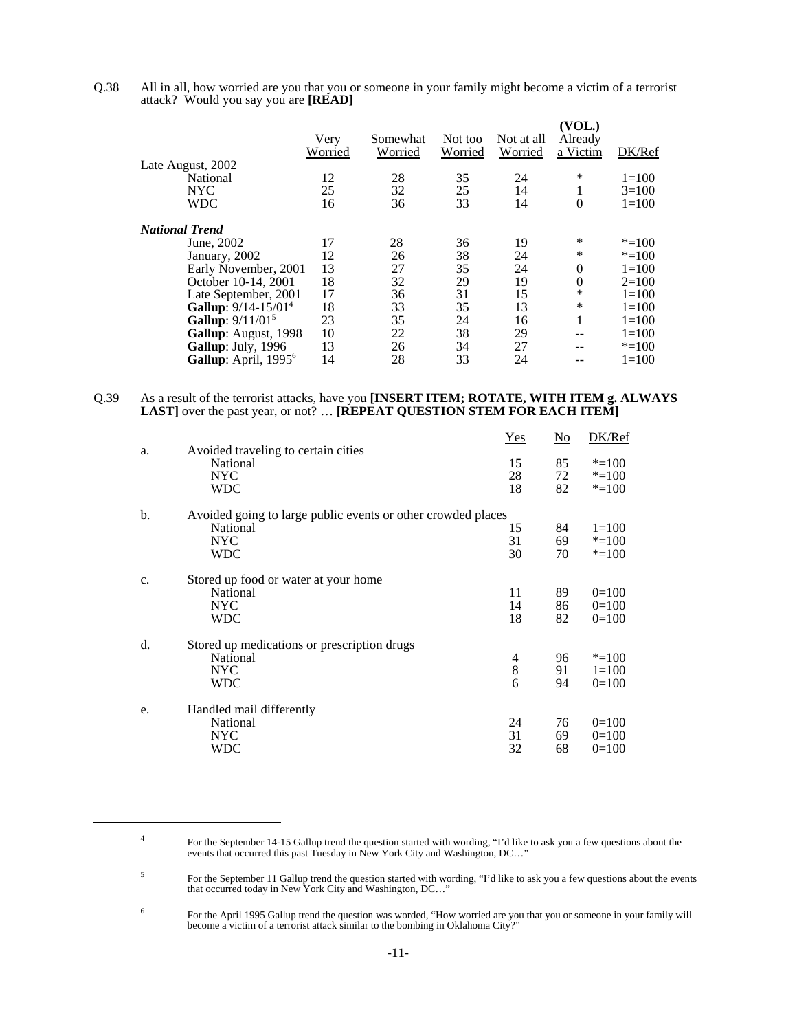Q.38 All in all, how worried are you that you or someone in your family might become a victim of a terrorist attack? Would you say you are **[READ]**

| | Very Worried | Somewhat Worried | Not too Worried | Not at all Worried | (VOL.) Already a Victim | DK/Ref |
|---|---|---|---|---|---|---|
| Late August, 2002 | | | | | | |
| National | 12 | 28 | 35 | 24 | * | 1=100 |
| NYC | 25 | 32 | 25 | 14 | 1 | 3=100 |
| WDC | 16 | 36 | 33 | 14 | 0 | 1=100 |
| ***National Trend*** | | | | | | |
| June, 2002 | 17 | 28 | 36 | 19 | * | *=100 |
| January, 2002 | 12 | 26 | 38 | 24 | * | *=100 |
| Early November, 2001 | 13 | 27 | 35 | 24 | 0 | 1=100 |
| October 10-14, 2001 | 18 | 32 | 29 | 19 | 0 | 2=100 |
| Late September, 2001 | 17 | 36 | 31 | 15 | * | 1=100 |
| **Gallup**: 9/14-15/01[4] | 18 | 33 | 35 | 13 | * | 1=100 |
| **Gallup**: 9/11/01[5] | 23 | 35 | 24 | 16 | 1 | 1=100 |
| **Gallup**: August, 1998 | 10 | 22 | 38 | 29 | -- | 1=100 |
| **Gallup**: July, 1996 | 13 | 26 | 34 | 27 | -- | *=100 |
| **Gallup**: April, 1995[6] | 14 | 28 | 33 | 24 | -- | 1=100 |

Q.39 As a result of the terrorist attacks, have you **[INSERT ITEM; ROTATE, WITH ITEM g. ALWAYS LAST]** over the past year, or not? … **[REPEAT QUESTION STEM FOR EACH ITEM]**

| | | Yes | No | DK/Ref |
|---|---|---|---|---|
| a. | Avoided traveling to certain cities | | | |
| | National | 15 | 85 | *=100 |
| | NYC | 28 | 72 | *=100 |
| | WDC | 18 | 82 | *=100 |
| b. | Avoided going to large public events or other crowded places | | | |
| | National | 15 | 84 | 1=100 |
| | NYC | 31 | 69 | *=100 |
| | WDC | 30 | 70 | *=100 |
| c. | Stored up food or water at your home | | | |
| | National | 11 | 89 | 0=100 |
| | NYC | 14 | 86 | 0=100 |
| | WDC | 18 | 82 | 0=100 |
| d. | Stored up medications or prescription drugs | | | |
| | National | 4 | 96 | *=100 |
| | NYC | 8 | 91 | 1=100 |
| | WDC | 6 | 94 | 0=100 |
| e. | Handled mail differently | | | |
| | National | 24 | 76 | 0=100 |
| | NYC | 31 | 69 | 0=100 |
| | WDC | 32 | 68 | 0=100 |

---

[4] For the September 14-15 Gallup trend the question started with wording, "I'd like to ask you a few questions about the events that occurred this past Tuesday in New York City and Washington, DC…"

[5] For the September 11 Gallup trend the question started with wording, "I'd like to ask you a few questions about the events that occurred today in New York City and Washington, DC…"

[6] For the April 1995 Gallup trend the question was worded, "How worried are you that you or someone in your family will become a victim of a terrorist attack similar to the bombing in Oklahoma City?"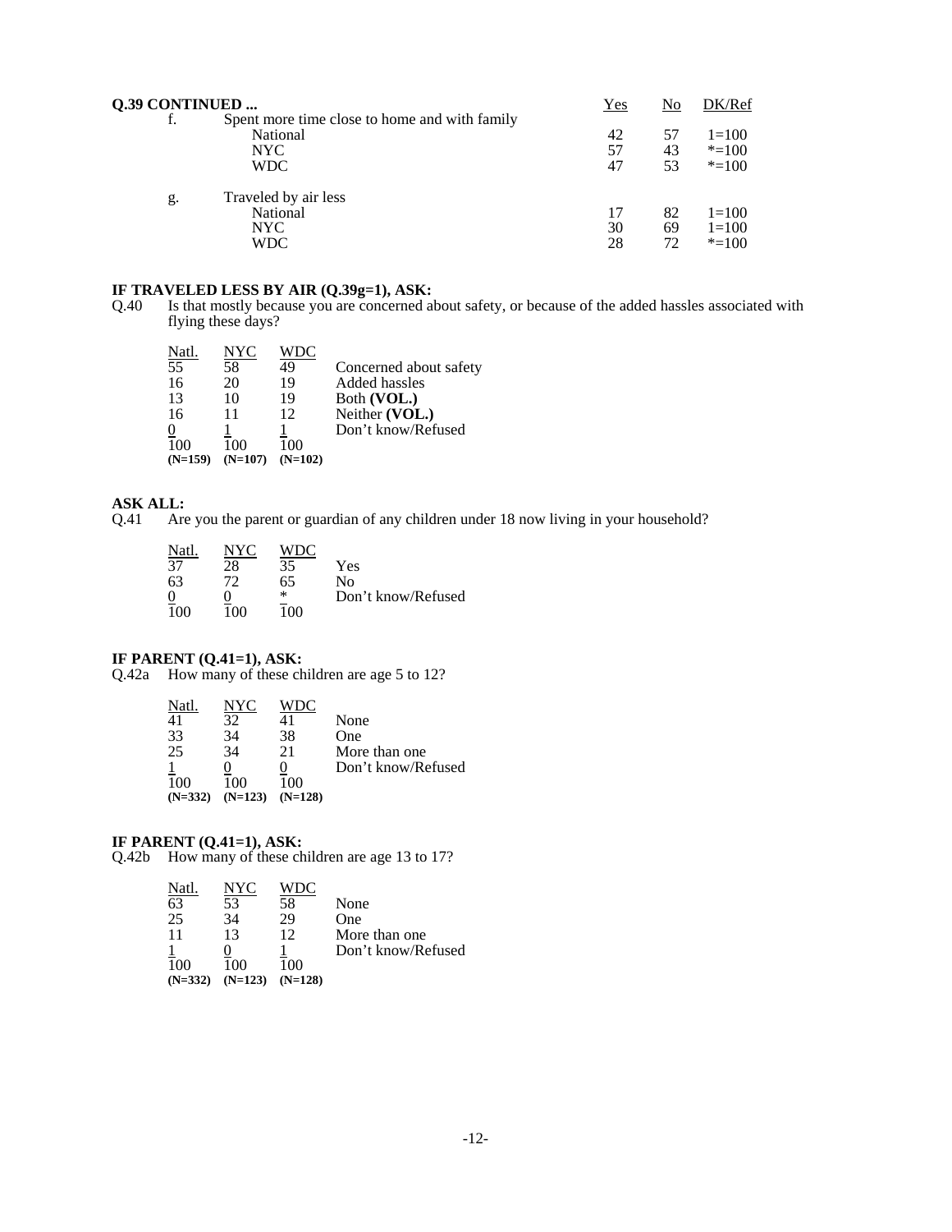**Q.39 CONTINUED ...**

| | | Yes | No | DK/Ref |
|---|---|---|---|---|
| f. | Spent more time close to home and with family | | | |
| | National | 42 | 57 | 1=100 |
| | NYC | 57 | 43 | *=100 |
| | WDC | 47 | 53 | *=100 |
| g. | Traveled by air less | | | |
| | National | 17 | 82 | 1=100 |
| | NYC | 30 | 69 | 1=100 |
| | WDC | 28 | 72 | *=100 |

**IF TRAVELED LESS BY AIR (Q.39g=1), ASK:**

Q.40 Is that mostly because you are concerned about safety, or because of the added hassles associated with flying these days?

| Natl. | NYC | WDC | |
|---|---|---|---|
| 55 | 58 | 49 | Concerned about safety |
| 16 | 20 | 19 | Added hassles |
| 13 | 10 | 19 | Both **(VOL.)** |
| 16 | 11 | 12 | Neither **(VOL.)** |
| 0 | 1 | 1 | Don't know/Refused |
| 100 | 100 | 100 | |
| **(N=159)** | **(N=107)** | **(N=102)** | |

**ASK ALL:**

Q.41 Are you the parent or guardian of any children under 18 now living in your household?

| Natl. | NYC | WDC | |
|---|---|---|---|
| 37 | 28 | 35 | Yes |
| 63 | 72 | 65 | No |
| 0 | 0 | * | Don't know/Refused |
| 100 | 100 | 100 | |

**IF PARENT (Q.41=1), ASK:**

Q.42a How many of these children are age 5 to 12?

| Natl. | NYC | WDC | |
|---|---|---|---|
| 41 | 32 | 41 | None |
| 33 | 34 | 38 | One |
| 25 | 34 | 21 | More than one |
| 1 | 0 | 0 | Don't know/Refused |
| 100 | 100 | 100 | |
| **(N=332)** | **(N=123)** | **(N=128)** | |

**IF PARENT (Q.41=1), ASK:**

Q.42b How many of these children are age 13 to 17?

| Natl. | NYC | WDC | |
|---|---|---|---|
| 63 | 53 | 58 | None |
| 25 | 34 | 29 | One |
| 11 | 13 | 12 | More than one |
| 1 | 0 | 1 | Don't know/Refused |
| 100 | 100 | 100 | |
| **(N=332)** | **(N=123)** | **(N=128)** | |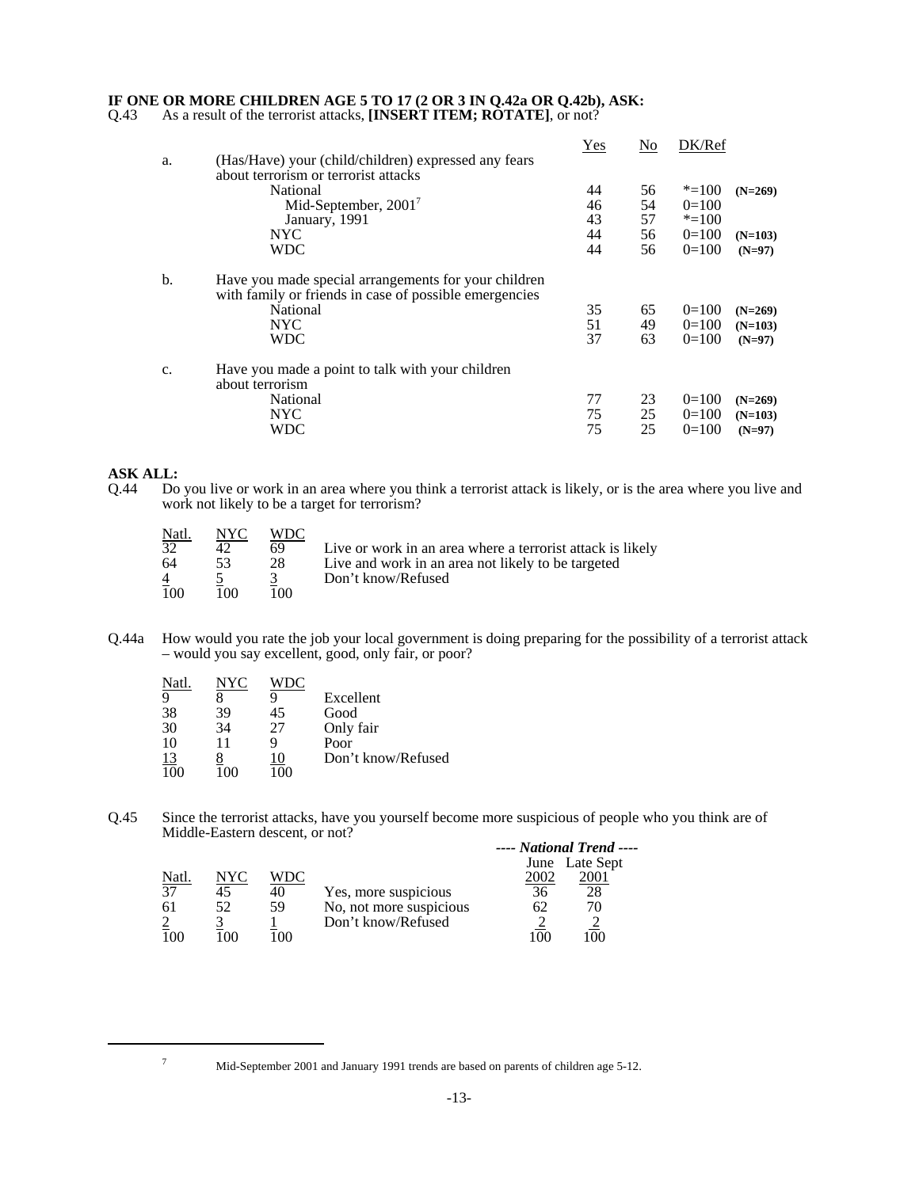**IF ONE OR MORE CHILDREN AGE 5 TO 17 (2 OR 3 IN Q.42a OR Q.42b), ASK:**

Q.43 As a result of the terrorist attacks, **[INSERT ITEM; ROTATE]**, or not?

| | | Yes | No | DK/Ref | |
|---|---|---|---|---|---|
| a. | (Has/Have) your (child/children) expressed any fears about terrorism or terrorist attacks | | | | |
| | National | 44 | 56 | *=100 | (N=269) |
| | Mid-September, 2001[7] | 46 | 54 | 0=100 | |
| | January, 1991 | 43 | 57 | *=100 | |
| | NYC | 44 | 56 | 0=100 | (N=103) |
| | WDC | 44 | 56 | 0=100 | (N=97) |
| b. | Have you made special arrangements for your children with family or friends in case of possible emergencies | | | | |
| | National | 35 | 65 | 0=100 | (N=269) |
| | NYC | 51 | 49 | 0=100 | (N=103) |
| | WDC | 37 | 63 | 0=100 | (N=97) |
| c. | Have you made a point to talk with your children about terrorism | | | | |
| | National | 77 | 23 | 0=100 | (N=269) |
| | NYC | 75 | 25 | 0=100 | (N=103) |
| | WDC | 75 | 25 | 0=100 | (N=97) |

**ASK ALL:**

Q.44 Do you live or work in an area where you think a terrorist attack is likely, or is the area where you live and work not likely to be a target for terrorism?

| Natl. | NYC | WDC | |
|---|---|---|---|
| 32 | 42 | 69 | Live or work in an area where a terrorist attack is likely |
| 64 | 53 | 28 | Live and work in an area not likely to be targeted |
| 4 | 5 | 3 | Don't know/Refused |
| 100 | 100 | 100 | |

Q.44a How would you rate the job your local government is doing preparing for the possibility of a terrorist attack – would you say excellent, good, only fair, or poor?

| Natl. | NYC | WDC | |
|---|---|---|---|
| 9 | 8 | 9 | Excellent |
| 38 | 39 | 45 | Good |
| 30 | 34 | 27 | Only fair |
| 10 | 11 | 9 | Poor |
| 13 | 8 | 10 | Don't know/Refused |
| 100 | 100 | 100 | |

Q.45 Since the terrorist attacks, have you yourself become more suspicious of people who you think are of Middle-Eastern descent, or not?

| | | | | ---- *National Trend* ---- | |
|---|---|---|---|---|---|
| | | | | June | Late Sept |
| Natl. | NYC | WDC | | 2002 | 2001 |
| 37 | 45 | 40 | Yes, more suspicious | 36 | 28 |
| 61 | 52 | 59 | No, not more suspicious | 62 | 70 |
| 2 | 3 | 1 | Don't know/Refused | 2 | 2 |
| 100 | 100 | 100 | | 100 | 100 |

[7] Mid-September 2001 and January 1991 trends are based on parents of children age 5-12.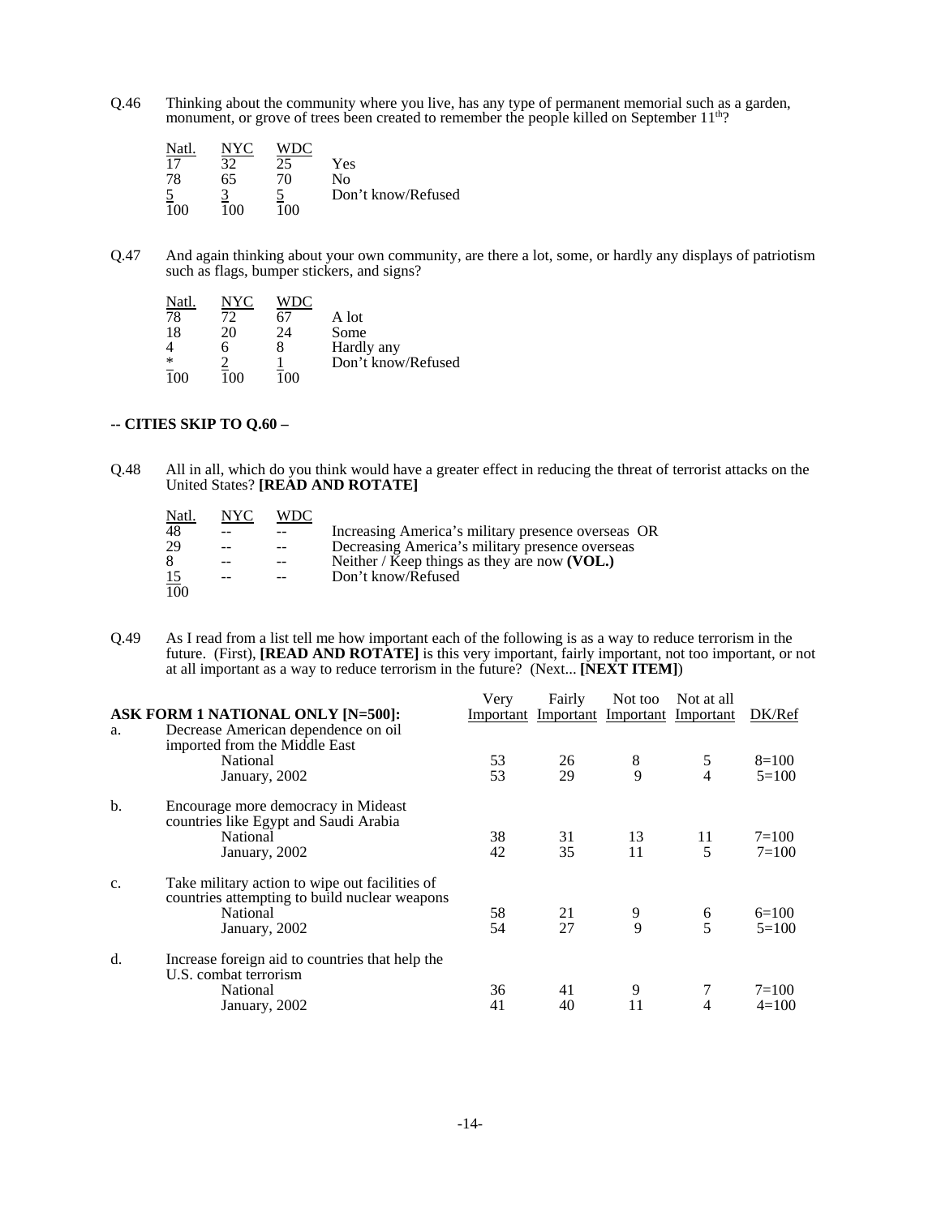Q.46 Thinking about the community where you live, has any type of permanent memorial such as a garden, monument, or grove of trees been created to remember the people killed on September 11th?

| Natl. | NYC | WDC | |
|---|---|---|---|
| 17 | 32 | 25 | Yes |
| 78 | 65 | 70 | No |
| 5 | 3 | 5 | Don't know/Refused |
| 100 | 100 | 100 | |

Q.47 And again thinking about your own community, are there a lot, some, or hardly any displays of patriotism such as flags, bumper stickers, and signs?

| Natl. | NYC | WDC | |
|---|---|---|---|
| 78 | 72 | 67 | A lot |
| 18 | 20 | 24 | Some |
| 4 | 6 | 8 | Hardly any |
| * | 2 | 1 | Don't know/Refused |
| 100 | 100 | 100 | |

**-- CITIES SKIP TO Q.60 –**

Q.48 All in all, which do you think would have a greater effect in reducing the threat of terrorist attacks on the United States? **[READ AND ROTATE]**

| Natl. | NYC | WDC | |
|---|---|---|---|
| 48 | -- | -- | Increasing America's military presence overseas OR |
| 29 | -- | -- | Decreasing America's military presence overseas |
| 8 | -- | -- | Neither / Keep things as they are now **(VOL.)** |
| 15 | -- | -- | Don't know/Refused |
| 100 | | | |

Q.49 As I read from a list tell me how important each of the following is as a way to reduce terrorism in the future. (First), **[READ AND ROTATE]** is this very important, fairly important, not too important, or not at all important as a way to reduce terrorism in the future? (Next... **[NEXT ITEM]**)

| | **ASK FORM 1 NATIONAL ONLY [N=500]:** | Very Important | Fairly Important | Not too Important | Not at all Important | DK/Ref |
|---|---|---|---|---|---|---|
| a. | Decrease American dependence on oil imported from the Middle East | | | | | |
| | National | 53 | 26 | 8 | 5 | 8=100 |
| | January, 2002 | 53 | 29 | 9 | 4 | 5=100 |
| b. | Encourage more democracy in Mideast countries like Egypt and Saudi Arabia | | | | | |
| | National | 38 | 31 | 13 | 11 | 7=100 |
| | January, 2002 | 42 | 35 | 11 | 5 | 7=100 |
| c. | Take military action to wipe out facilities of countries attempting to build nuclear weapons | | | | | |
| | National | 58 | 21 | 9 | 6 | 6=100 |
| | January, 2002 | 54 | 27 | 9 | 5 | 5=100 |
| d. | Increase foreign aid to countries that help the U.S. combat terrorism | | | | | |
| | National | 36 | 41 | 9 | 7 | 7=100 |
| | January, 2002 | 41 | 40 | 11 | 4 | 4=100 |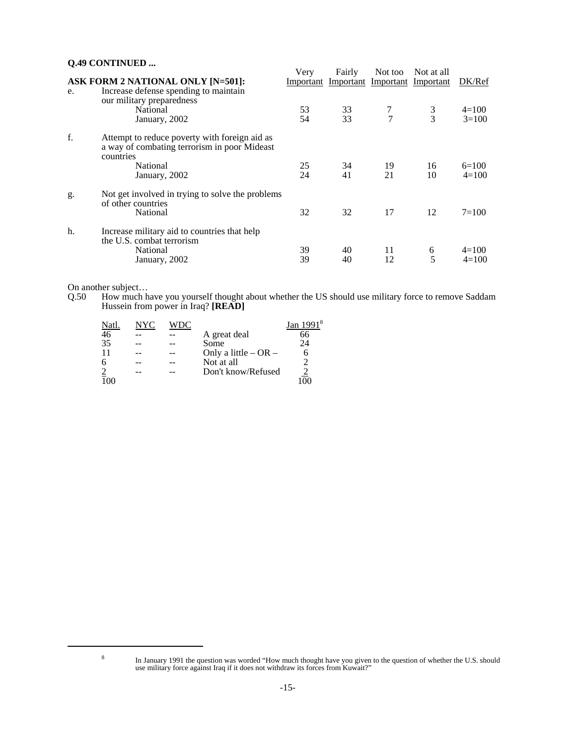**Q.49 CONTINUED ...**

| ASK FORM 2 NATIONAL ONLY [N=501]: | Very Important | Fairly Important | Not too Important | Not at all Important | DK/Ref |
|---|---|---|---|---|---|
| e. Increase defense spending to maintain our military preparedness | | | | | |
| National | 53 | 33 | 7 | 3 | 4=100 |
| January, 2002 | 54 | 33 | 7 | 3 | 3=100 |
| f. Attempt to reduce poverty with foreign aid as a way of combating terrorism in poor Mideast countries | | | | | |
| National | 25 | 34 | 19 | 16 | 6=100 |
| January, 2002 | 24 | 41 | 21 | 10 | 4=100 |
| g. Not get involved in trying to solve the problems of other countries | | | | | |
| National | 32 | 32 | 17 | 12 | 7=100 |
| h. Increase military aid to countries that help the U.S. combat terrorism | | | | | |
| National | 39 | 40 | 11 | 6 | 4=100 |
| January, 2002 | 39 | 40 | 12 | 5 | 4=100 |

On another subject…

Q.50 How much have you yourself thought about whether the US should use military force to remove Saddam Hussein from power in Iraq? **[READ]**

| Natl. | NYC | WDC | | Jan 1991[8] |
|---|---|---|---|---|
| 46 | -- | -- | A great deal | 66 |
| 35 | -- | -- | Some | 24 |
| 11 | -- | -- | Only a little – OR – | 6 |
| 6 | -- | -- | Not at all | 2 |
| 2 | -- | -- | Don't know/Refused | 2 |
| 100 | | | | 100 |

[8] In January 1991 the question was worded "How much thought have you given to the question of whether the U.S. should use military force against Iraq if it does not withdraw its forces from Kuwait?"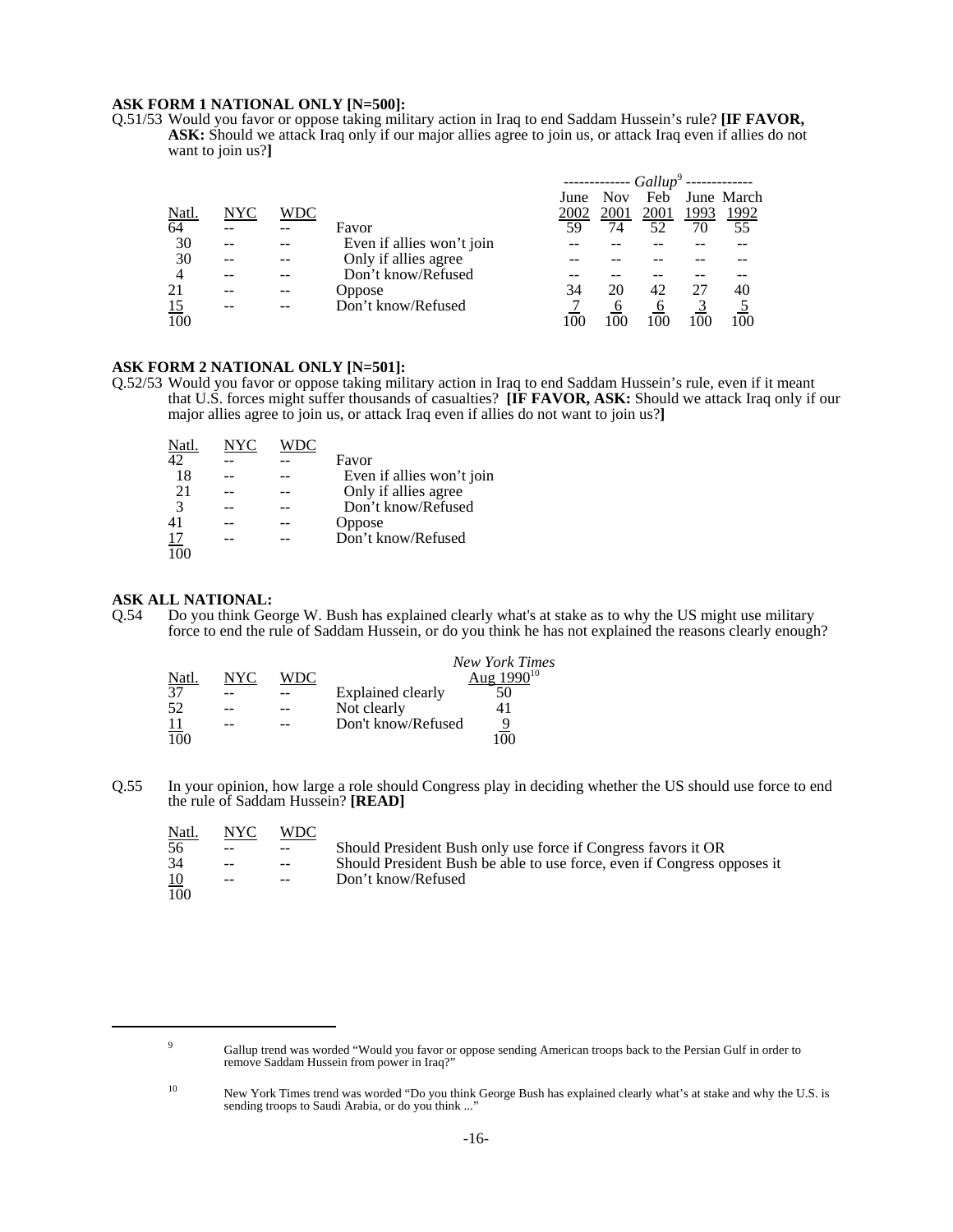**ASK FORM 1 NATIONAL ONLY [N=500]:**

Q.51/53 Would you favor or oppose taking military action in Iraq to end Saddam Hussein's rule? **[IF FAVOR, ASK:** Should we attack Iraq only if our major allies agree to join us, or attack Iraq even if allies do not want to join us?**]**

| | | | | *Gallup*[9] | | | | |
|---|---|---|---|---|---|---|---|---|
| Natl. | NYC | WDC | | June 2002 | Nov 2001 | Feb 2001 | June 1993 | March 1992 |
| 64 | -- | -- | Favor | 59 | 74 | 52 | 70 | 55 |
| 30 | -- | -- | Even if allies won't join | -- | -- | -- | -- | -- |
| 30 | -- | -- | Only if allies agree | -- | -- | -- | -- | -- |
| 4 | -- | -- | Don't know/Refused | -- | -- | -- | -- | -- |
| 21 | -- | -- | Oppose | 34 | 20 | 42 | 27 | 40 |
| 15 | -- | -- | Don't know/Refused | 7 | 6 | 6 | 3 | 5 |
| 100 | | | | 100 | 100 | 100 | 100 | 100 |

**ASK FORM 2 NATIONAL ONLY [N=501]:**

Q.52/53 Would you favor or oppose taking military action in Iraq to end Saddam Hussein's rule, even if it meant that U.S. forces might suffer thousands of casualties? **[IF FAVOR, ASK:** Should we attack Iraq only if our major allies agree to join us, or attack Iraq even if allies do not want to join us?**]**

| Natl. | NYC | WDC | |
|---|---|---|---|
| 42 | -- | -- | Favor |
| 18 | -- | -- | Even if allies won't join |
| 21 | -- | -- | Only if allies agree |
| 3 | -- | -- | Don't know/Refused |
| 41 | -- | -- | Oppose |
| 17 | -- | -- | Don't know/Refused |
| 100 | | | |

**ASK ALL NATIONAL:**

Q.54 Do you think George W. Bush has explained clearly what's at stake as to why the US might use military force to end the rule of Saddam Hussein, or do you think he has not explained the reasons clearly enough?

| Natl. | NYC | WDC | | *New York Times* Aug 1990[10] |
|---|---|---|---|---|
| 37 | -- | -- | Explained clearly | 50 |
| 52 | -- | -- | Not clearly | 41 |
| 11 | -- | -- | Don't know/Refused | 9 |
| 100 | | | | 100 |

Q.55 In your opinion, how large a role should Congress play in deciding whether the US should use force to end the rule of Saddam Hussein? **[READ]**

| Natl. | NYC | WDC | |
|---|---|---|---|
| 56 | -- | -- | Should President Bush only use force if Congress favors it OR |
| 34 | -- | -- | Should President Bush be able to use force, even if Congress opposes it |
| 10 | -- | -- | Don't know/Refused |
| 100 | | | |

---

[9] Gallup trend was worded "Would you favor or oppose sending American troops back to the Persian Gulf in order to remove Saddam Hussein from power in Iraq?"

[10] New York Times trend was worded "Do you think George Bush has explained clearly what's at stake and why the U.S. is sending troops to Saudi Arabia, or do you think ..."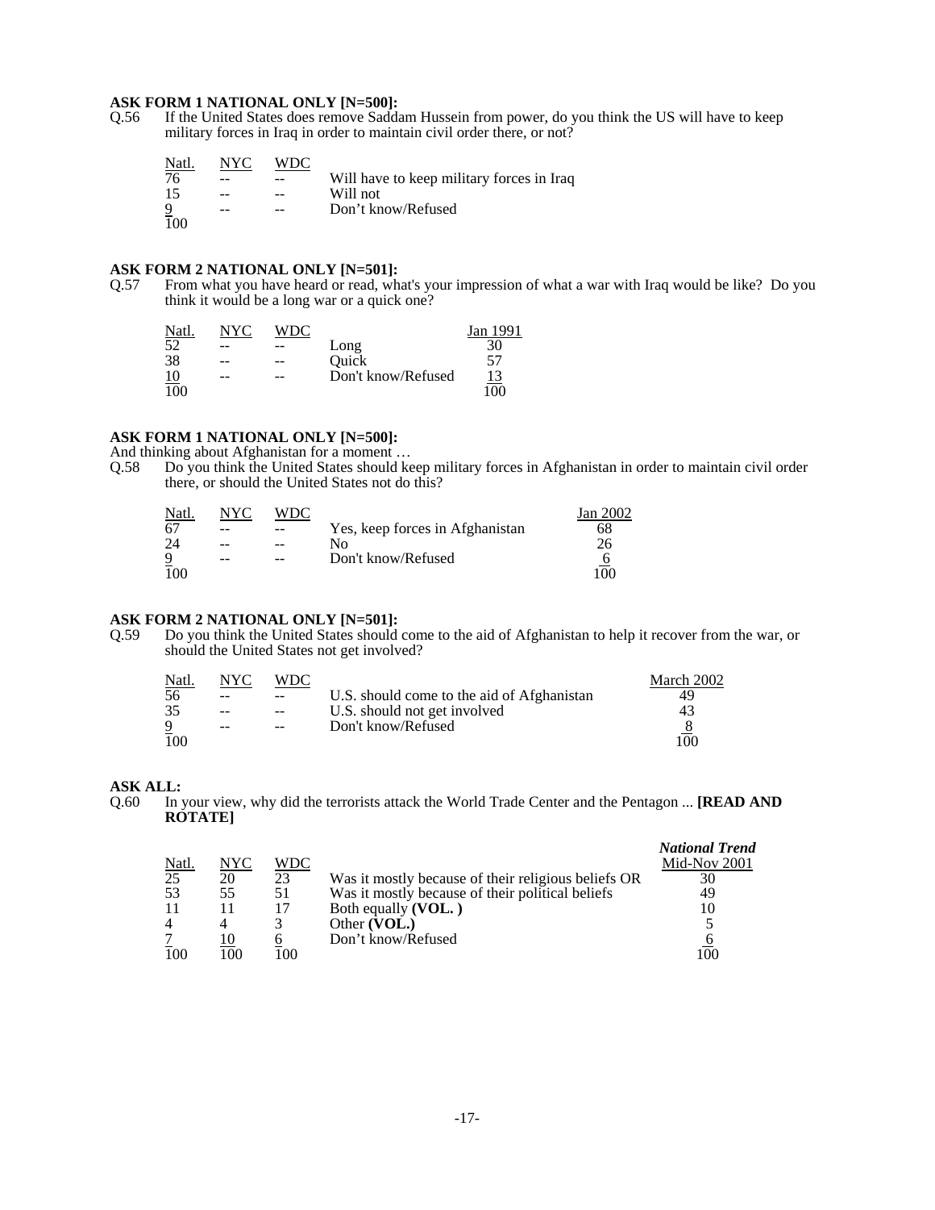**ASK FORM 1 NATIONAL ONLY [N=500]:**

Q.56 If the United States does remove Saddam Hussein from power, do you think the US will have to keep military forces in Iraq in order to maintain civil order there, or not?

| Natl. | NYC | WDC | |
|---|---|---|---|
| 76 | -- | -- | Will have to keep military forces in Iraq |
| 15 | -- | -- | Will not |
| 9 | -- | -- | Don't know/Refused |
| 100 | | | |

**ASK FORM 2 NATIONAL ONLY [N=501]:**

Q.57 From what you have heard or read, what's your impression of what a war with Iraq would be like? Do you think it would be a long war or a quick one?

| Natl. | NYC | WDC | | Jan 1991 |
|---|---|---|---|---|
| 52 | -- | -- | Long | 30 |
| 38 | -- | -- | Quick | 57 |
| 10 | -- | -- | Don't know/Refused | 13 |
| 100 | | | | 100 |

**ASK FORM 1 NATIONAL ONLY [N=500]:**

And thinking about Afghanistan for a moment …

Q.58 Do you think the United States should keep military forces in Afghanistan in order to maintain civil order there, or should the United States not do this?

| Natl. | NYC | WDC | | Jan 2002 |
|---|---|---|---|---|
| 67 | -- | -- | Yes, keep forces in Afghanistan | 68 |
| 24 | -- | -- | No | 26 |
| 9 | -- | -- | Don't know/Refused | 6 |
| 100 | | | | 100 |

**ASK FORM 2 NATIONAL ONLY [N=501]:**

Q.59 Do you think the United States should come to the aid of Afghanistan to help it recover from the war, or should the United States not get involved?

| Natl. | NYC | WDC | | March 2002 |
|---|---|---|---|---|
| 56 | -- | -- | U.S. should come to the aid of Afghanistan | 49 |
| 35 | -- | -- | U.S. should not get involved | 43 |
| 9 | -- | -- | Don't know/Refused | 8 |
| 100 | | | | 100 |

**ASK ALL:**

Q.60 In your view, why did the terrorists attack the World Trade Center and the Pentagon ... **[READ AND ROTATE]**

| Natl. | NYC | WDC | | ***National Trend*** Mid-Nov 2001 |
|---|---|---|---|---|
| 25 | 20 | 23 | Was it mostly because of their religious beliefs OR | 30 |
| 53 | 55 | 51 | Was it mostly because of their political beliefs | 49 |
| 11 | 11 | 17 | Both equally **(VOL.)** | 10 |
| 4 | 4 | 3 | Other **(VOL.)** | 5 |
| 7 | 10 | 6 | Don't know/Refused | 6 |
| 100 | 100 | 100 | | 100 |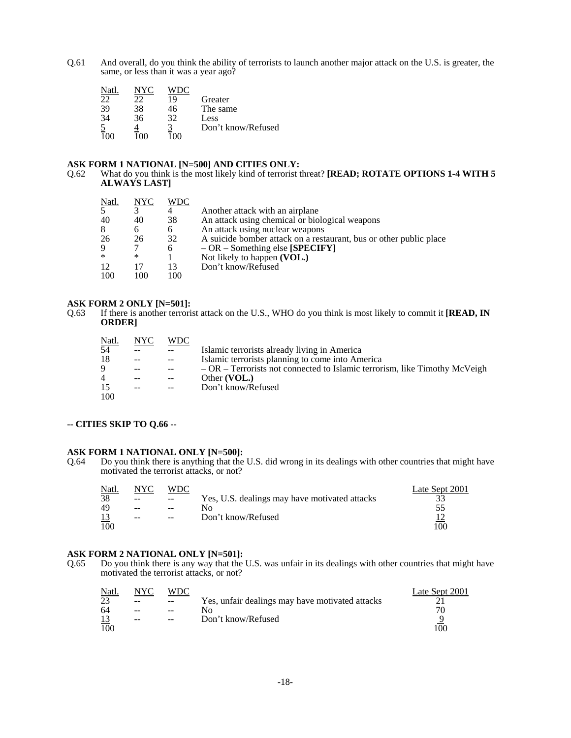Q.61 And overall, do you think the ability of terrorists to launch another major attack on the U.S. is greater, the same, or less than it was a year ago?

| Natl. | NYC | WDC | |
|---|---|---|---|
| 22 | 22 | 19 | Greater |
| 39 | 38 | 46 | The same |
| 34 | 36 | 32 | Less |
| 5 | 4 | 3 | Don't know/Refused |
| 100 | 100 | 100 | |

**ASK FORM 1 NATIONAL [N=500] AND CITIES ONLY:**

Q.62 What do you think is the most likely kind of terrorist threat? **[READ; ROTATE OPTIONS 1-4 WITH 5 ALWAYS LAST]**

| Natl. | NYC | WDC | |
|---|---|---|---|
| 5 | 3 | 4 | Another attack with an airplane |
| 40 | 40 | 38 | An attack using chemical or biological weapons |
| 8 | 6 | 6 | An attack using nuclear weapons |
| 26 | 26 | 32 | A suicide bomber attack on a restaurant, bus or other public place |
| 9 | 7 | 6 | – OR – Something else **[SPECIFY]** |
| * | * | 1 | Not likely to happen **(VOL.)** |
| 12 | 17 | 13 | Don't know/Refused |
| 100 | 100 | 100 | |

**ASK FORM 2 ONLY [N=501]:**

Q.63 If there is another terrorist attack on the U.S., WHO do you think is most likely to commit it **[READ, IN ORDER]**

| Natl. | NYC | WDC | |
|---|---|---|---|
| 54 | -- | -- | Islamic terrorists already living in America |
| 18 | -- | -- | Islamic terrorists planning to come into America |
| 9 | -- | -- | – OR – Terrorists not connected to Islamic terrorism, like Timothy McVeigh |
| 4 | -- | -- | Other **(VOL.)** |
| 15 | -- | -- | Don't know/Refused |
| 100 | | | |

**-- CITIES SKIP TO Q.66 --**

**ASK FORM 1 NATIONAL ONLY [N=500]:**

Q.64 Do you think there is anything that the U.S. did wrong in its dealings with other countries that might have motivated the terrorist attacks, or not?

| Natl. | NYC | WDC | | Late Sept 2001 |
|---|---|---|---|---|
| 38 | -- | -- | Yes, U.S. dealings may have motivated attacks | 33 |
| 49 | -- | -- | No | 55 |
| 13 | -- | -- | Don't know/Refused | 12 |
| 100 | | | | 100 |

**ASK FORM 2 NATIONAL ONLY [N=501]:**

Q.65 Do you think there is any way that the U.S. was unfair in its dealings with other countries that might have motivated the terrorist attacks, or not?

| Natl. | NYC | WDC | | Late Sept 2001 |
|---|---|---|---|---|
| 23 | -- | -- | Yes, unfair dealings may have motivated attacks | 21 |
| 64 | -- | -- | No | 70 |
| 13 | -- | -- | Don't know/Refused | 9 |
| 100 | | | | 100 |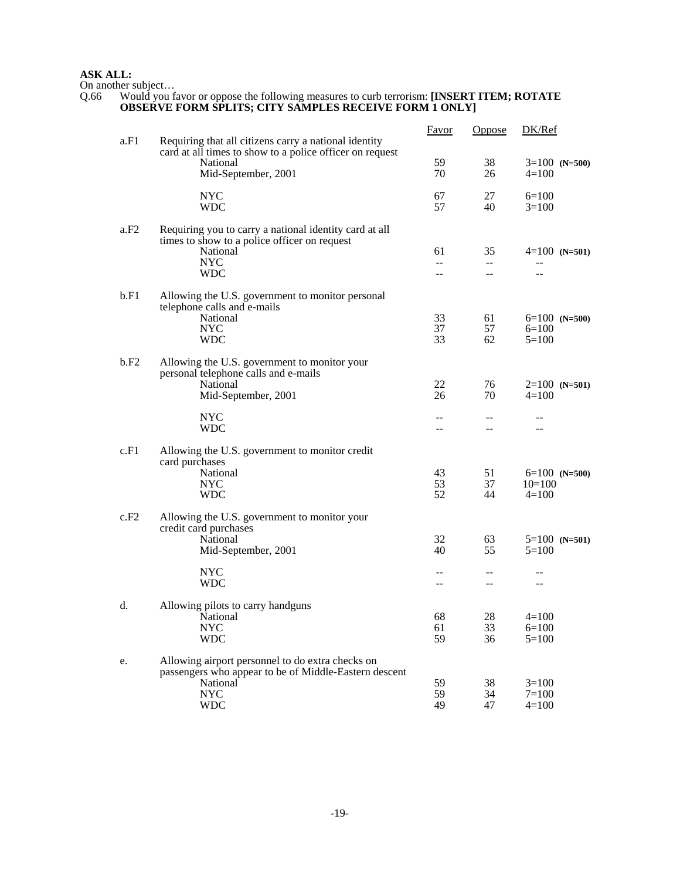**ASK ALL:**
On another subject…
Q.66 Would you favor or oppose the following measures to curb terrorism: **[INSERT ITEM; ROTATE OBSERVE FORM SPLITS; CITY SAMPLES RECEIVE FORM 1 ONLY]**

| | | Favor | Oppose | DK/Ref |
|---|---|---|---|---|
| a.F1 | Requiring that all citizens carry a national identity card at all times to show to a police officer on request | | | |
| | National | 59 | 38 | 3=100 **(N=500)** |
| | Mid-September, 2001 | 70 | 26 | 4=100 |
| | NYC | 67 | 27 | 6=100 |
| | WDC | 57 | 40 | 3=100 |
| a.F2 | Requiring you to carry a national identity card at all times to show to a police officer on request | | | |
| | National | 61 | 35 | 4=100 **(N=501)** |
| | NYC | -- | -- | -- |
| | WDC | -- | -- | -- |
| b.F1 | Allowing the U.S. government to monitor personal telephone calls and e-mails | | | |
| | National | 33 | 61 | 6=100 **(N=500)** |
| | NYC | 37 | 57 | 6=100 |
| | WDC | 33 | 62 | 5=100 |
| b.F2 | Allowing the U.S. government to monitor your personal telephone calls and e-mails | | | |
| | National | 22 | 76 | 2=100 **(N=501)** |
| | Mid-September, 2001 | 26 | 70 | 4=100 |
| | NYC | -- | -- | -- |
| | WDC | -- | -- | -- |
| c.F1 | Allowing the U.S. government to monitor credit card purchases | | | |
| | National | 43 | 51 | 6=100 **(N=500)** |
| | NYC | 53 | 37 | 10=100 |
| | WDC | 52 | 44 | 4=100 |
| c.F2 | Allowing the U.S. government to monitor your credit card purchases | | | |
| | National | 32 | 63 | 5=100 **(N=501)** |
| | Mid-September, 2001 | 40 | 55 | 5=100 |
| | NYC | -- | -- | -- |
| | WDC | -- | -- | -- |
| d. | Allowing pilots to carry handguns | | | |
| | National | 68 | 28 | 4=100 |
| | NYC | 61 | 33 | 6=100 |
| | WDC | 59 | 36 | 5=100 |
| e. | Allowing airport personnel to do extra checks on passengers who appear to be of Middle-Eastern descent | | | |
| | National | 59 | 38 | 3=100 |
| | NYC | 59 | 34 | 7=100 |
| | WDC | 49 | 47 | 4=100 |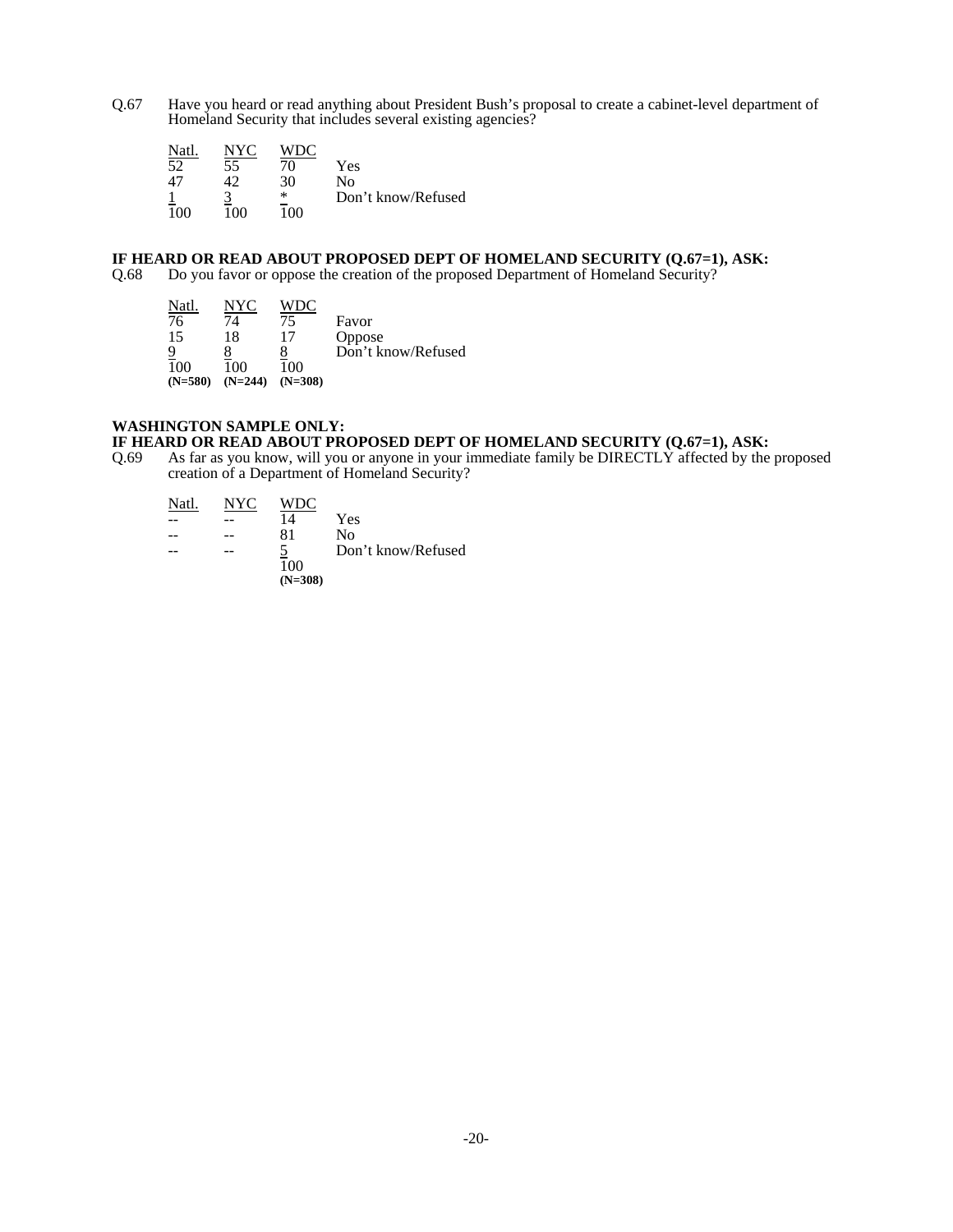Q.67 Have you heard or read anything about President Bush's proposal to create a cabinet-level department of Homeland Security that includes several existing agencies?

| Natl. | NYC | WDC | |
|---|---|---|---|
| 52 | 55 | 70 | Yes |
| 47 | 42 | 30 | No |
| 1 | 3 | * | Don't know/Refused |
| 100 | 100 | 100 | |

**IF HEARD OR READ ABOUT PROPOSED DEPT OF HOMELAND SECURITY (Q.67=1), ASK:**

Q.68 Do you favor or oppose the creation of the proposed Department of Homeland Security?

| Natl. | NYC | WDC | |
|---|---|---|---|
| 76 | 74 | 75 | Favor |
| 15 | 18 | 17 | Oppose |
| 9 | 8 | 8 | Don't know/Refused |
| 100 | 100 | 100 | |
| **(N=580)** | **(N=244)** | **(N=308)** | |

**WASHINGTON SAMPLE ONLY:**
**IF HEARD OR READ ABOUT PROPOSED DEPT OF HOMELAND SECURITY (Q.67=1), ASK:**

Q.69 As far as you know, will you or anyone in your immediate family be DIRECTLY affected by the proposed creation of a Department of Homeland Security?

| Natl. | NYC | WDC | |
|---|---|---|---|
| -- | -- | 14 | Yes |
| -- | -- | 81 | No |
| -- | -- | 5 | Don't know/Refused |
| | | 100 | |
| | | **(N=308)** | |